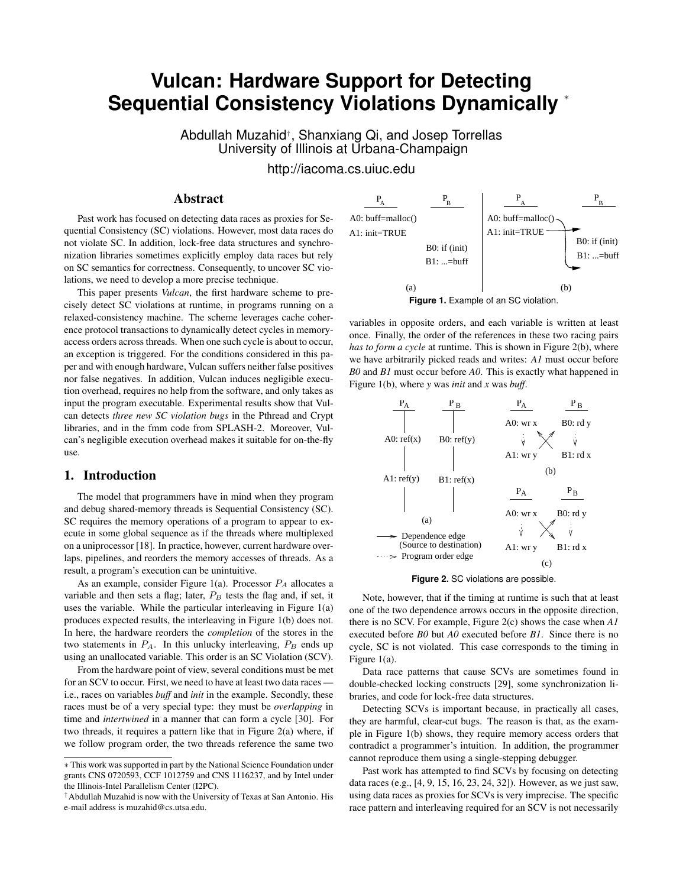# Vulcan: Hardware Support for Detecting Sequential Consistency Violations Dynamically *

Abdullah Muzahid†, Shanxiang Qi, and Josep Torrellas
University of Illinois at Urbana-Champaign

http://iacoma.cs.uiuc.edu

## Abstract

Past work has focused on detecting data races as proxies for Sequential Consistency (SC) violations. However, most data races do not violate SC. In addition, lock-free data structures and synchronization libraries sometimes explicitly employ data races but rely on SC semantics for correctness. Consequently, to uncover SC violations, we need to develop a more precise technique.

This paper presents *Vulcan*, the first hardware scheme to precisely detect SC violations at runtime, in programs running on a relaxed-consistency machine. The scheme leverages cache coherence protocol transactions to dynamically detect cycles in memory-access orders across threads. When one such cycle is about to occur, an exception is triggered. For the conditions considered in this paper and with enough hardware, Vulcan suffers neither false positives nor false negatives. In addition, Vulcan induces negligible execution overhead, requires no help from the software, and only takes as input the program executable. Experimental results show that Vulcan detects *three new SC violation bugs* in the Pthread and Crypt libraries, and in the fmm code from SPLASH-2. Moreover, Vulcan's negligible execution overhead makes it suitable for on-the-fly use.

## 1. Introduction

The model that programmers have in mind when they program and debug shared-memory threads is Sequential Consistency (SC). SC requires the memory operations of a program to appear to execute in some global sequence as if the threads where multiplexed on a uniprocessor [18]. In practice, however, current hardware overlaps, pipelines, and reorders the memory accesses of threads. As a result, a program's execution can be unintuitive.

As an example, consider Figure 1(a). Processor $P_A$ allocates a variable and then sets a flag; later, $P_B$ tests the flag and, if set, it uses the variable. While the particular interleaving in Figure 1(a) produces expected results, the interleaving in Figure 1(b) does not. In here, the hardware reorders the *completion* of the stores in the two statements in $P_A$. In this unlucky interleaving, $P_B$ ends up using an unallocated variable. This order is an SC Violation (SCV).

From the hardware point of view, several conditions must be met for an SCV to occur. First, we need to have at least two data races — i.e., races on variables *buff* and *init* in the example. Secondly, these races must be of a very special type: they must be *overlapping* in time and *intertwined* in a manner that can form a cycle [30]. For two threads, it requires a pattern like that in Figure 2(a) where, if we follow program order, the two threads reference the same two variables in opposite orders, and each variable is written at least once. Finally, the order of the references in these two racing pairs *has to form a cycle* at runtime. This is shown in Figure 2(b), where we have arbitrarily picked reads and writes: *A1* must occur before *B0* and *B1* must occur before *A0*. This is exactly what happened in Figure 1(b), where *y* was *init* and *x* was *buff*.

| $P_A$ | $P_B$ | $P_A$ | $P_B$ |
| --- | --- | --- | --- |
| A0: buff=malloc() | | A0: buff=malloc() | |
| A1: init=TRUE | | A1: init=TRUE | |
| | B0: if (init) | | B0: if (init) |
| | B1: ...=buff | | B1: ...=buff |
| (a) | | (b) | |

**Figure 1.** Example of an SC violation.

**Figure 2.** SC violations are possible.

Note, however, that if the timing at runtime is such that at least one of the two dependence arrows occurs in the opposite direction, there is no SCV. For example, Figure 2(c) shows the case when *A1* executed before *B0* but *A0* executed before *B1*. Since there is no cycle, SC is not violated. This case corresponds to the timing in Figure 1(a).

Data race patterns that cause SCVs are sometimes found in double-checked locking constructs [29], some synchronization libraries, and code for lock-free data structures.

Detecting SCVs is important because, in practically all cases, they are harmful, clear-cut bugs. The reason is that, as the example in Figure 1(b) shows, they require memory access orders that contradict a programmer's intuition. In addition, the programmer cannot reproduce them using a single-stepping debugger.

Past work has attempted to find SCVs by focusing on detecting data races (e.g., [4, 9, 15, 16, 23, 24, 32]). However, as we just saw, using data races as proxies for SCVs is very imprecise. The specific race pattern and interleaving required for an SCV is not necessarily

* This work was supported in part by the National Science Foundation under grants CNS 0720593, CCF 1012759 and CNS 1116237, and by Intel under the Illinois-Intel Parallelism Center (I2PC).

† Abdullah Muzahid is now with the University of Texas at San Antonio. His e-mail address is muzahid@cs.utsa.edu.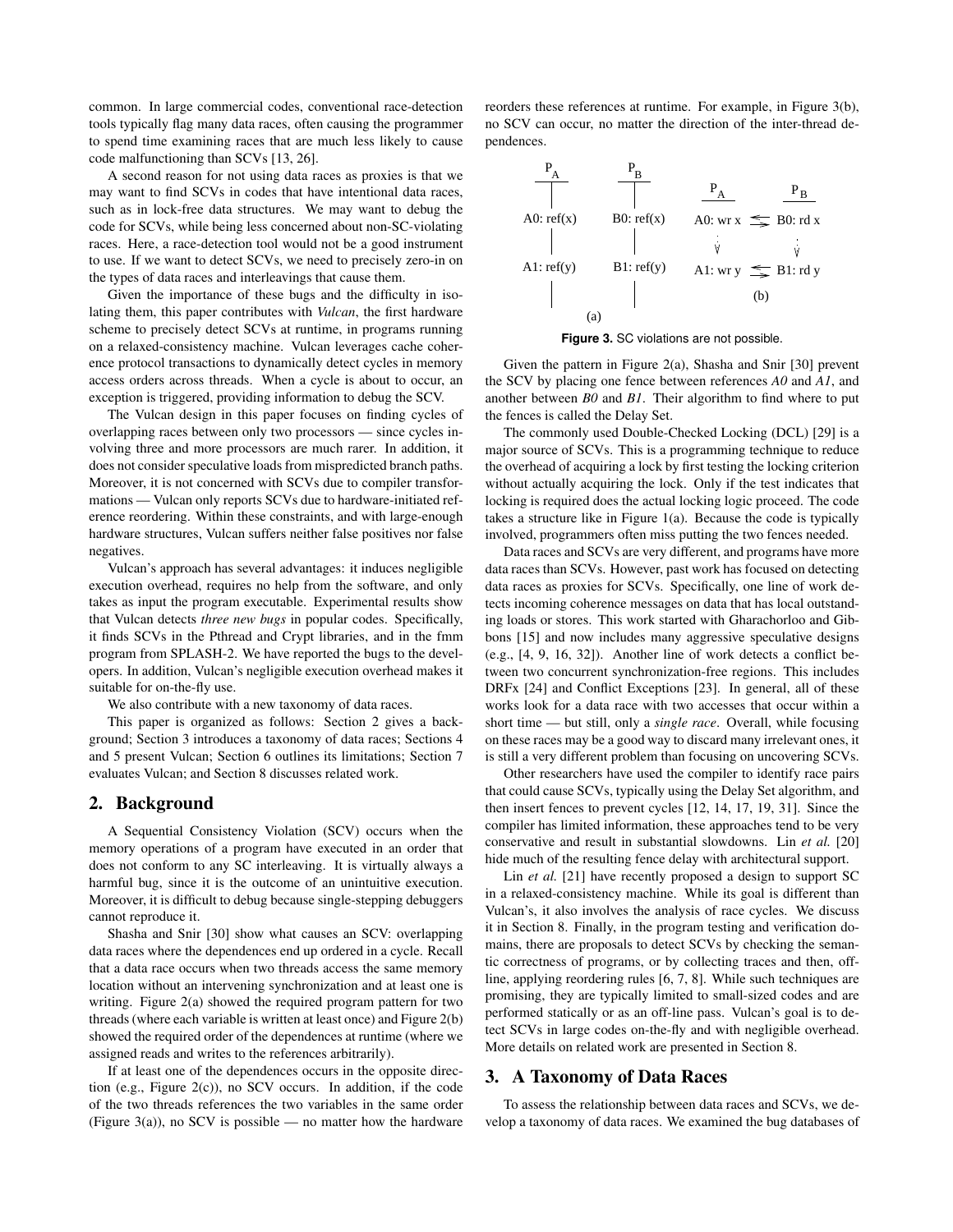common. In large commercial codes, conventional race-detection tools typically flag many data races, often causing the programmer to spend time examining races that are much less likely to cause code malfunctioning than SCVs [13, 26].

A second reason for not using data races as proxies is that we may want to find SCVs in codes that have intentional data races, such as in lock-free data structures. We may want to debug the code for SCVs, while being less concerned about non-SC-violating races. Here, a race-detection tool would not be a good instrument to use. If we want to detect SCVs, we need to precisely zero-in on the types of data races and interleavings that cause them.

Given the importance of these bugs and the difficulty in isolating them, this paper contributes with *Vulcan*, the first hardware scheme to precisely detect SCVs at runtime, in programs running on a relaxed-consistency machine. Vulcan leverages cache coherence protocol transactions to dynamically detect cycles in memory access orders across threads. When a cycle is about to occur, an exception is triggered, providing information to debug the SCV.

The Vulcan design in this paper focuses on finding cycles of overlapping races between only two processors — since cycles involving three and more processors are much rarer. In addition, it does not consider speculative loads from mispredicted branch paths. Moreover, it is not concerned with SCVs due to compiler transformations — Vulcan only reports SCVs due to hardware-initiated reference reordering. Within these constraints, and with large-enough hardware structures, Vulcan suffers neither false positives nor false negatives.

Vulcan's approach has several advantages: it induces negligible execution overhead, requires no help from the software, and only takes as input the program executable. Experimental results show that Vulcan detects *three new bugs* in popular codes. Specifically, it finds SCVs in the Pthread and Crypt libraries, and in the fmm program from SPLASH-2. We have reported the bugs to the developers. In addition, Vulcan's negligible execution overhead makes it suitable for on-the-fly use.

We also contribute with a new taxonomy of data races.

This paper is organized as follows: Section 2 gives a background; Section 3 introduces a taxonomy of data races; Sections 4 and 5 present Vulcan; Section 6 outlines its limitations; Section 7 evaluates Vulcan; and Section 8 discusses related work.

## 2. Background

A Sequential Consistency Violation (SCV) occurs when the memory operations of a program have executed in an order that does not conform to any SC interleaving. It is virtually always a harmful bug, since it is the outcome of an unintuitive execution. Moreover, it is difficult to debug because single-stepping debuggers cannot reproduce it.

Shasha and Snir [30] show what causes an SCV: overlapping data races where the dependences end up ordered in a cycle. Recall that a data race occurs when two threads access the same memory location without an intervening synchronization and at least one is writing. Figure 2(a) showed the required program pattern for two threads (where each variable is written at least once) and Figure 2(b) showed the required order of the dependences at runtime (where we assigned reads and writes to the references arbitrarily).

If at least one of the dependences occurs in the opposite direction (e.g., Figure 2(c)), no SCV occurs. In addition, if the code of the two threads references the two variables in the same order (Figure 3(a)), no SCV is possible — no matter how the hardware reorders these references at runtime. For example, in Figure 3(b), no SCV can occur, no matter the direction of the inter-thread dependences.

P_A
A0: ref(x)
A1: ref(y)

P_B
B0: ref(x)
B1: ref(y)

(a)

P_A
A0: wr x
A1: wr y

P_B
B0: rd x
B1: rd y

(b)

**Figure 3.** SC violations are not possible.

Given the pattern in Figure 2(a), Shasha and Snir [30] prevent the SCV by placing one fence between references *A0* and *A1*, and another between *B0* and *B1*. Their algorithm to find where to put the fences is called the Delay Set.

The commonly used Double-Checked Locking (DCL) [29] is a major source of SCVs. This is a programming technique to reduce the overhead of acquiring a lock by first testing the locking criterion without actually acquiring the lock. Only if the test indicates that locking is required does the actual locking logic proceed. The code takes a structure like in Figure 1(a). Because the code is typically involved, programmers often miss putting the two fences needed.

Data races and SCVs are very different, and programs have more data races than SCVs. However, past work has focused on detecting data races as proxies for SCVs. Specifically, one line of work detects incoming coherence messages on data that has local outstanding loads or stores. This work started with Gharachorloo and Gibbons [15] and now includes many aggressive speculative designs (e.g., [4, 9, 16, 32]). Another line of work detects a conflict between two concurrent synchronization-free regions. This includes DRFx [24] and Conflict Exceptions [23]. In general, all of these works look for a data race with two accesses that occur within a short time — but still, only a *single race*. Overall, while focusing on these races may be a good way to discard many irrelevant ones, it is still a very different problem than focusing on uncovering SCVs.

Other researchers have used the compiler to identify race pairs that could cause SCVs, typically using the Delay Set algorithm, and then insert fences to prevent cycles [12, 14, 17, 19, 31]. Since the compiler has limited information, these approaches tend to be very conservative and result in substantial slowdowns. Lin *et al.* [20] hide much of the resulting fence delay with architectural support.

Lin *et al.* [21] have recently proposed a design to support SC in a relaxed-consistency machine. While its goal is different than Vulcan's, it also involves the analysis of race cycles. We discuss it in Section 8. Finally, in the program testing and verification domains, there are proposals to detect SCVs by checking the semantic correctness of programs, or by collecting traces and then, offline, applying reordering rules [6, 7, 8]. While such techniques are promising, they are typically limited to small-sized codes and are performed statically or as an off-line pass. Vulcan's goal is to detect SCVs in large codes on-the-fly and with negligible overhead. More details on related work are presented in Section 8.

## 3. A Taxonomy of Data Races

To assess the relationship between data races and SCVs, we develop a taxonomy of data races. We examined the bug databases of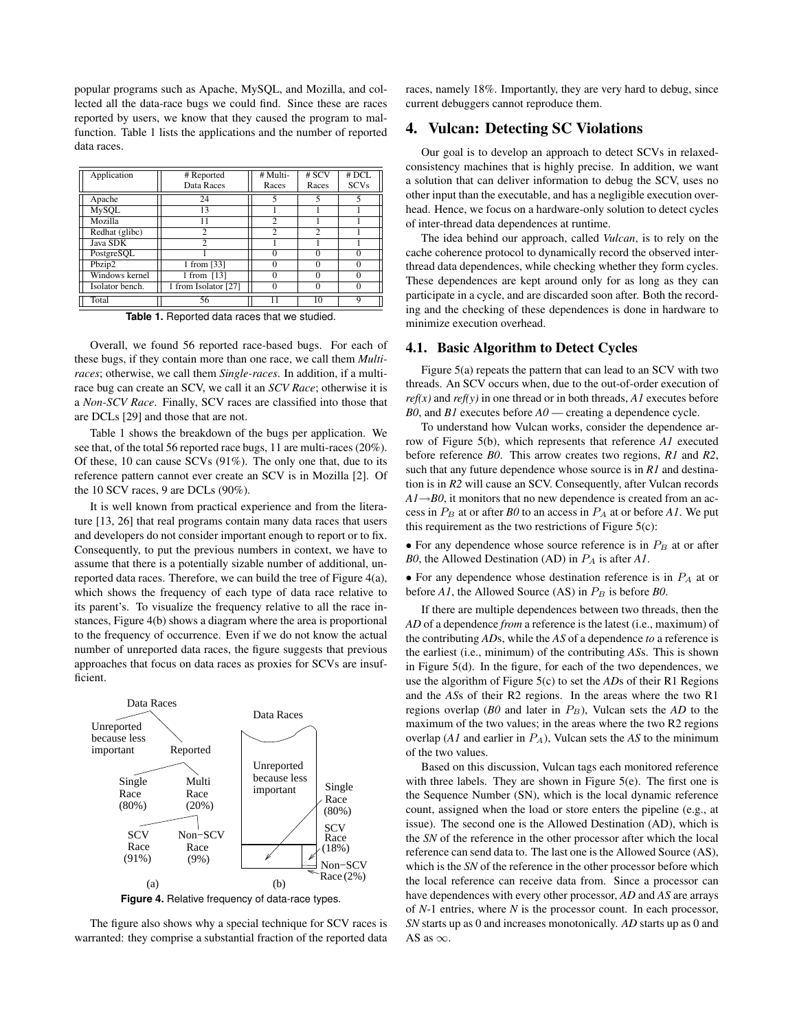popular programs such as Apache, MySQL, and Mozilla, and collected all the data-race bugs we could find. Since these are races reported by users, we know that they caused the program to malfunction. Table 1 lists the applications and the number of reported data races.

| Application | # Reported Data Races | # Multi-Races | # SCV Races | # DCL SCVs |
|---|---|---|---|---|
| Apache | 24 | 5 | 5 | 5 |
| MySQL | 13 | 1 | 1 | 1 |
| Mozilla | 11 | 2 | 1 | 1 |
| Redhat (glibc) | 2 | 2 | 2 | 1 |
| Java SDK | 2 | 1 | 1 | 1 |
| PostgreSQL | 1 | 0 | 0 | 0 |
| Pbzip2 | 1 from [33] | 0 | 0 | 0 |
| Windows kernel | 1 from [13] | 0 | 0 | 0 |
| Isolator bench. | 1 from Isolator [27] | 0 | 0 | 0 |
| Total | 56 | 11 | 10 | 9 |

**Table 1.** Reported data races that we studied.

Overall, we found 56 reported race-based bugs. For each of these bugs, if they contain more than one race, we call them *Multi-races*; otherwise, we call them *Single-races*. In addition, if a multi-race bug can create an SCV, we call it an *SCV Race*; otherwise it is a *Non-SCV Race*. Finally, SCV races are classified into those that are DCLs [29] and those that are not.

Table 1 shows the breakdown of the bugs per application. We see that, of the total 56 reported race bugs, 11 are multi-races (20%). Of these, 10 can cause SCVs (91%). The only one that, due to its reference pattern cannot ever create an SCV is in Mozilla [2]. Of the 10 SCV races, 9 are DCLs (90%).

It is well known from practical experience and from the literature [13, 26] that real programs contain many data races that users and developers do not consider important enough to report or to fix. Consequently, to put the previous numbers in context, we have to assume that there is a potentially sizable number of additional, unreported data races. Therefore, we can build the tree of Figure 4(a), which shows the frequency of each type of data race relative to its parent's. To visualize the frequency relative to all the race instances, Figure 4(b) shows a diagram where the area is proportional to the frequency of occurrence. Even if we do not know the actual number of unreported data races, the figure suggests that previous approaches that focus on data races as proxies for SCVs are insufficient.

Data Races — Unreported because less important / Reported; Reported — Single Race (80%) / Multi Race (20%); Multi Race — SCV Race (91%) / Non-SCV Race (9%). (a)

Data Races: Unreported because less important; Single Race (80%); SCV Race (18%); Non-SCV Race (2%). (b)

**Figure 4.** Relative frequency of data-race types.

The figure also shows why a special technique for SCV races is warranted: they comprise a substantial fraction of the reported data races, namely 18%. Importantly, they are very hard to debug, since current debuggers cannot reproduce them.

# 4. Vulcan: Detecting SC Violations

Our goal is to develop an approach to detect SCVs in relaxed-consistency machines that is highly precise. In addition, we want a solution that can deliver information to debug the SCV, uses no other input than the executable, and has a negligible execution overhead. Hence, we focus on a hardware-only solution to detect cycles of inter-thread data dependences at runtime.

The idea behind our approach, called *Vulcan*, is to rely on the cache coherence protocol to dynamically record the observed inter-thread data dependences, while checking whether they form cycles. These dependences are kept around only for as long as they can participate in a cycle, and are discarded soon after. Both the recording and the checking of these dependences is done in hardware to minimize execution overhead.

## 4.1. Basic Algorithm to Detect Cycles

Figure 5(a) repeats the pattern that can lead to an SCV with two threads. An SCV occurs when, due to the out-of-order execution of *ref(x)* and *ref(y)* in one thread or in both threads, *A1* executes before *B0*, and *B1* executes before *A0* — creating a dependence cycle.

To understand how Vulcan works, consider the dependence arrow of Figure 5(b), which represents that reference *A1* executed before reference *B0*. This arrow creates two regions, *R1* and *R2*, such that any future dependence whose source is in *R1* and destination is in *R2* will cause an SCV. Consequently, after Vulcan records *A1*→*B0*, it monitors that no new dependence is created from an access in $P_B$ at or after *B0* to an access in $P_A$ at or before *A1*. We put this requirement as the two restrictions of Figure 5(c):

- For any dependence whose source reference is in $P_B$ at or after *B0*, the Allowed Destination (AD) in $P_A$ is after *A1*.
- For any dependence whose destination reference is in $P_A$ at or before *A1*, the Allowed Source (AS) in $P_B$ is before *B0*.

If there are multiple dependences between two threads, then the *AD* of a dependence *from* a reference is the latest (i.e., maximum) of the contributing *AD*s, while the *AS* of a dependence *to* a reference is the earliest (i.e., minimum) of the contributing *AS*s. This is shown in Figure 5(d). In the figure, for each of the two dependences, we use the algorithm of Figure 5(c) to set the *AD*s of their R1 Regions and the *AS*s of their R2 regions. In the areas where the two R1 regions overlap (*B0* and later in $P_B$), Vulcan sets the *AD* to the maximum of the two values; in the areas where the two R2 regions overlap (*A1* and earlier in $P_A$), Vulcan sets the *AS* to the minimum of the two values.

Based on this discussion, Vulcan tags each monitored reference with three labels. They are shown in Figure 5(e). The first one is the Sequence Number (SN), which is the local dynamic reference count, assigned when the load or store enters the pipeline (e.g., at issue). The second one is the Allowed Destination (AD), which is the *SN* of the reference in the other processor after which the local reference can send data to. The last one is the Allowed Source (AS), which is the *SN* of the reference in the other processor before which the local reference can receive data from. Since a processor can have dependences with every other processor, *AD* and *AS* are arrays of *N*-1 entries, where *N* is the processor count. In each processor, *SN* starts up as 0 and increases monotonically. *AD* starts up as 0 and AS as $\infty$.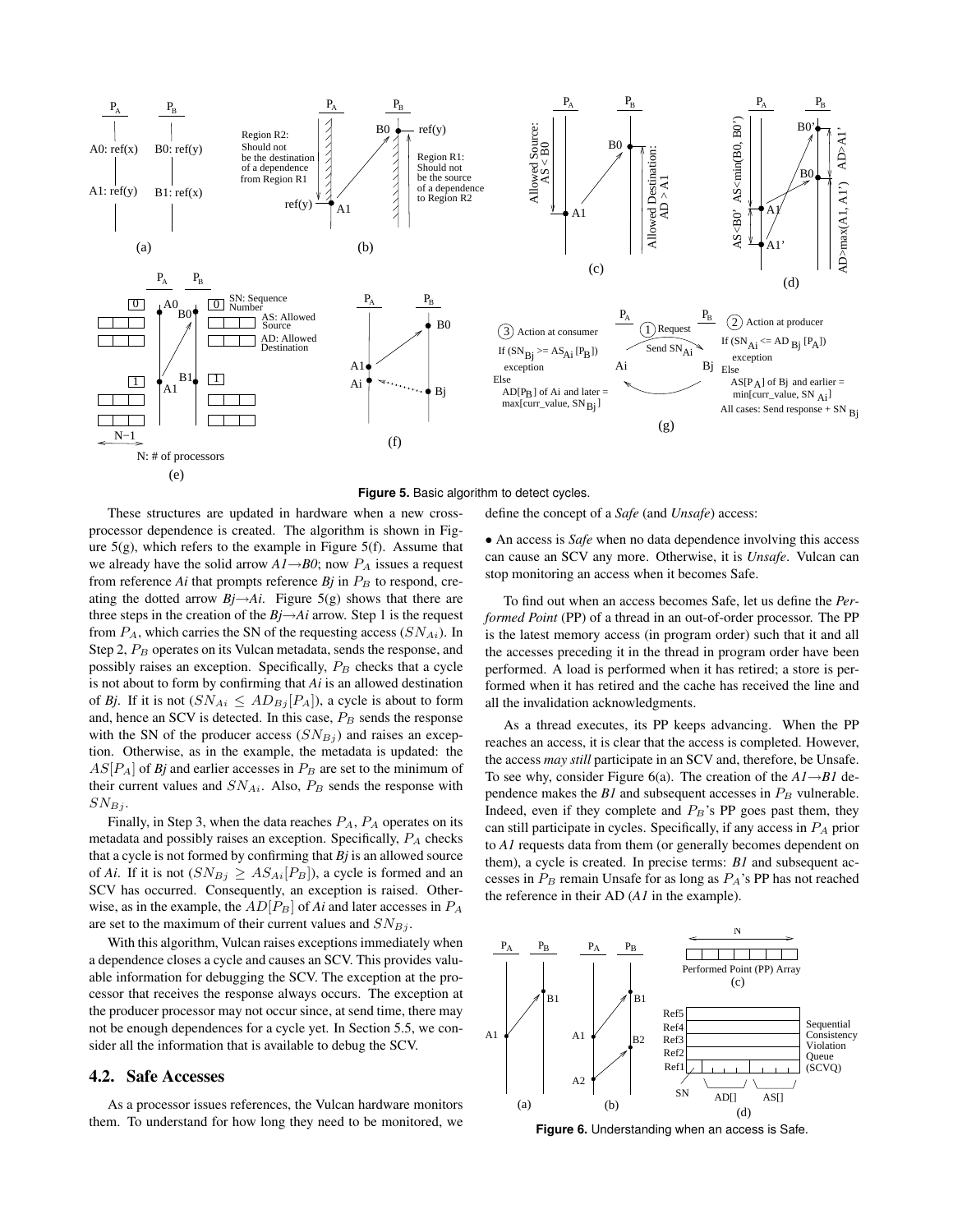**Figure 5.** Basic algorithm to detect cycles.

These structures are updated in hardware when a new cross-processor dependence is created. The algorithm is shown in Figure 5(g), which refers to the example in Figure 5(f). Assume that we already have the solid arrow *A1→B0*; now $P_A$ issues a request from reference *Ai* that prompts reference *Bj* in $P_B$ to respond, creating the dotted arrow *Bj→Ai*. Figure 5(g) shows that there are three steps in the creation of the *Bj→Ai* arrow. Step 1 is the request from $P_A$, which carries the SN of the requesting access ($SN_{Ai}$). In Step 2, $P_B$ operates on its Vulcan metadata, sends the response, and possibly raises an exception. Specifically, $P_B$ checks that a cycle is not about to form by confirming that *Ai* is an allowed destination of *Bj*. If it is not ($SN_{Ai} \leq AD_{Bj}[P_A]$), a cycle is about to form and, hence an SCV is detected. In this case, $P_B$ sends the response with the SN of the producer access ($SN_{Bj}$) and raises an exception. Otherwise, as in the example, the metadata is updated: the $AS[P_A]$ of *Bj* and earlier accesses in $P_B$ are set to the minimum of their current values and $SN_{Ai}$. Also, $P_B$ sends the response with $SN_{Bj}$.

Finally, in Step 3, when the data reaches $P_A$, $P_A$ operates on its metadata and possibly raises an exception. Specifically, $P_A$ checks that a cycle is not formed by confirming that *Bj* is an allowed source of *Ai*. If it is not ($SN_{Bj} \geq AS_{Ai}[P_B]$), a cycle is formed and an SCV has occurred. Consequently, an exception is raised. Otherwise, as in the example, the $AD[P_B]$ of *Ai* and later accesses in $P_A$ are set to the maximum of their current values and $SN_{Bj}$.

With this algorithm, Vulcan raises exceptions immediately when a dependence closes a cycle and causes an SCV. This provides valuable information for debugging the SCV. The exception at the processor that receives the response always occurs. The exception at the producer processor may not occur since, at send time, there may not be enough dependences for a cycle yet. In Section 5.5, we consider all the information that is available to debug the SCV.

## 4.2. Safe Accesses

As a processor issues references, the Vulcan hardware monitors them. To understand for how long they need to be monitored, we define the concept of a *Safe* (and *Unsafe*) access:

- An access is *Safe* when no data dependence involving this access can cause an SCV any more. Otherwise, it is *Unsafe*. Vulcan can stop monitoring an access when it becomes Safe.

To find out when an access becomes Safe, let us define the *Performed Point* (PP) of a thread in an out-of-order processor. The PP is the latest memory access (in program order) such that it and all the accesses preceding it in the thread in program order have been performed. A load is performed when it has retired; a store is performed when it has retired and the cache has received the line and all the invalidation acknowledgments.

As a thread executes, its PP keeps advancing. When the PP reaches an access, it is clear that the access is completed. However, the access *may still* participate in an SCV and, therefore, be Unsafe. To see why, consider Figure 6(a). The creation of the *A1→B1* dependence makes the *B1* and subsequent accesses in $P_B$ vulnerable. Indeed, even if they complete and $P_B$'s PP goes past them, they can still participate in cycles. Specifically, if any access in $P_A$ prior to *A1* requests data from them (or generally becomes dependent on them), a cycle is created. In precise terms: *B1* and subsequent accesses in $P_B$ remain Unsafe for as long as $P_A$'s PP has not reached the reference in their AD (*A1* in the example).

**Figure 6.** Understanding when an access is Safe.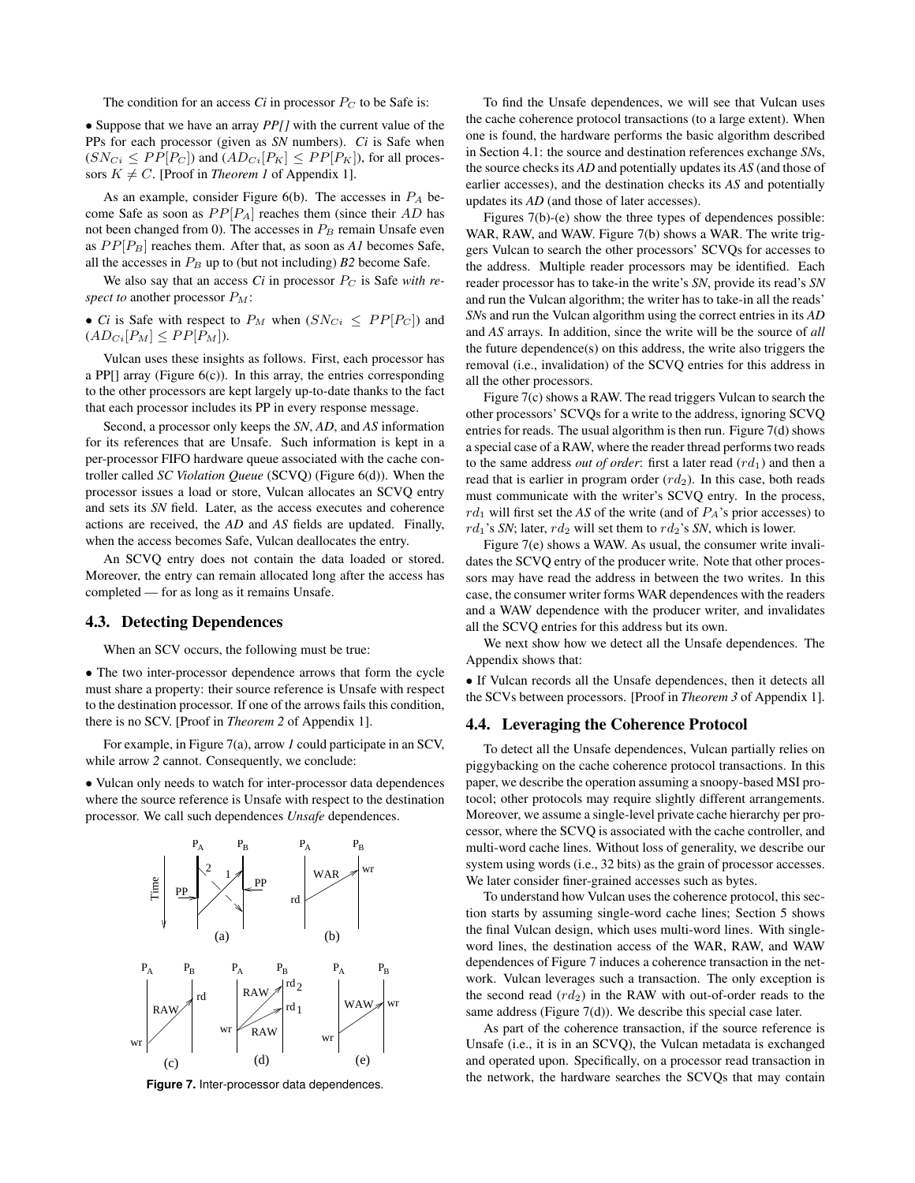The condition for an access *Ci* in processor $P_C$ to be Safe is:

• Suppose that we have an array *PP[]* with the current value of the PPs for each processor (given as *SN* numbers). *Ci* is Safe when $(SN_{Ci} \leq PP[P_C])$ and $(AD_{Ci}[P_K] \leq PP[P_K])$, for all processors $K \neq C$. [Proof in *Theorem 1* of Appendix 1].

As an example, consider Figure 6(b). The accesses in $P_A$ become Safe as soon as $PP[P_A]$ reaches them (since their $AD$ has not been changed from 0). The accesses in $P_B$ remain Unsafe even as $PP[P_B]$ reaches them. After that, as soon as *A1* becomes Safe, all the accesses in $P_B$ up to (but not including) *B2* become Safe.

We also say that an access *Ci* in processor $P_C$ is Safe *with respect to* another processor $P_M$:

• *Ci* is Safe with respect to $P_M$ when $(SN_{Ci} \leq PP[P_C])$ and $(AD_{Ci}[P_M] \leq PP[P_M])$.

Vulcan uses these insights as follows. First, each processor has a PP[] array (Figure 6(c)). In this array, the entries corresponding to the other processors are kept largely up-to-date thanks to the fact that each processor includes its PP in every response message.

Second, a processor only keeps the *SN*, *AD*, and *AS* information for its references that are Unsafe. Such information is kept in a per-processor FIFO hardware queue associated with the cache controller called *SC Violation Queue* (SCVQ) (Figure 6(d)). When the processor issues a load or store, Vulcan allocates an SCVQ entry and sets its *SN* field. Later, as the access executes and coherence actions are received, the *AD* and *AS* fields are updated. Finally, when the access becomes Safe, Vulcan deallocates the entry.

An SCVQ entry does not contain the data loaded or stored. Moreover, the entry can remain allocated long after the access has completed — for as long as it remains Unsafe.

## 4.3. Detecting Dependences

When an SCV occurs, the following must be true:

• The two inter-processor dependence arrows that form the cycle must share a property: their source reference is Unsafe with respect to the destination processor. If one of the arrows fails this condition, there is no SCV. [Proof in *Theorem 2* of Appendix 1].

For example, in Figure 7(a), arrow *1* could participate in an SCV, while arrow *2* cannot. Consequently, we conclude:

• Vulcan only needs to watch for inter-processor data dependences where the source reference is Unsafe with respect to the destination processor. We call such dependences *Unsafe* dependences.

**Figure 7.** Inter-processor data dependences.

To find the Unsafe dependences, we will see that Vulcan uses the cache coherence protocol transactions (to a large extent). When one is found, the hardware performs the basic algorithm described in Section 4.1: the source and destination references exchange *SN*s, the source checks its *AD* and potentially updates its *AS* (and those of earlier accesses), and the destination checks its *AS* and potentially updates its *AD* (and those of later accesses).

Figures 7(b)-(e) show the three types of dependences possible: WAR, RAW, and WAW. Figure 7(b) shows a WAR. The write triggers Vulcan to search the other processors' SCVQs for accesses to the address. Multiple reader processors may be identified. Each reader processor has to take-in the write's *SN*, provide its read's *SN* and run the Vulcan algorithm; the writer has to take-in all the reads' *SN*s and run the Vulcan algorithm using the correct entries in its *AD* and *AS* arrays. In addition, since the write will be the source of *all* the future dependence(s) on this address, the write also triggers the removal (i.e., invalidation) of the SCVQ entries for this address in all the other processors.

Figure 7(c) shows a RAW. The read triggers Vulcan to search the other processors' SCVQs for a write to the address, ignoring SCVQ entries for reads. The usual algorithm is then run. Figure 7(d) shows a special case of a RAW, where the reader thread performs two reads to the same address *out of order*: first a later read ($rd_1$) and then a read that is earlier in program order ($rd_2$). In this case, both reads must communicate with the writer's SCVQ entry. In the process, $rd_1$ will first set the *AS* of the write (and of $P_A$'s prior accesses) to $rd_1$'s *SN*; later, $rd_2$ will set them to $rd_2$'s *SN*, which is lower.

Figure 7(e) shows a WAW. As usual, the consumer write invalidates the SCVQ entry of the producer write. Note that other processors may have read the address in between the two writes. In this case, the consumer writer forms WAR dependences with the readers and a WAW dependence with the producer writer, and invalidates all the SCVQ entries for this address but its own.

We next show how we detect all the Unsafe dependences. The Appendix shows that:

• If Vulcan records all the Unsafe dependences, then it detects all the SCVs between processors. [Proof in *Theorem 3* of Appendix 1].

## 4.4. Leveraging the Coherence Protocol

To detect all the Unsafe dependences, Vulcan partially relies on piggybacking on the cache coherence protocol transactions. In this paper, we describe the operation assuming a snoopy-based MSI protocol; other protocols may require slightly different arrangements. Moreover, we assume a single-level private cache hierarchy per processor, where the SCVQ is associated with the cache controller, and multi-word cache lines. Without loss of generality, we describe our system using words (i.e., 32 bits) as the grain of processor accesses. We later consider finer-grained accesses such as bytes.

To understand how Vulcan uses the coherence protocol, this section starts by assuming single-word cache lines; Section 5 shows the final Vulcan design, which uses multi-word lines. With single-word lines, the destination access of the WAR, RAW, and WAW dependences of Figure 7 induces a coherence transaction in the network. Vulcan leverages such a transaction. The only exception is the second read ($rd_2$) in the RAW with out-of-order reads to the same address (Figure 7(d)). We describe this special case later.

As part of the coherence transaction, if the source reference is Unsafe (i.e., it is in an SCVQ), the Vulcan metadata is exchanged and operated upon. Specifically, on a processor read transaction in the network, the hardware searches the SCVQs that may contain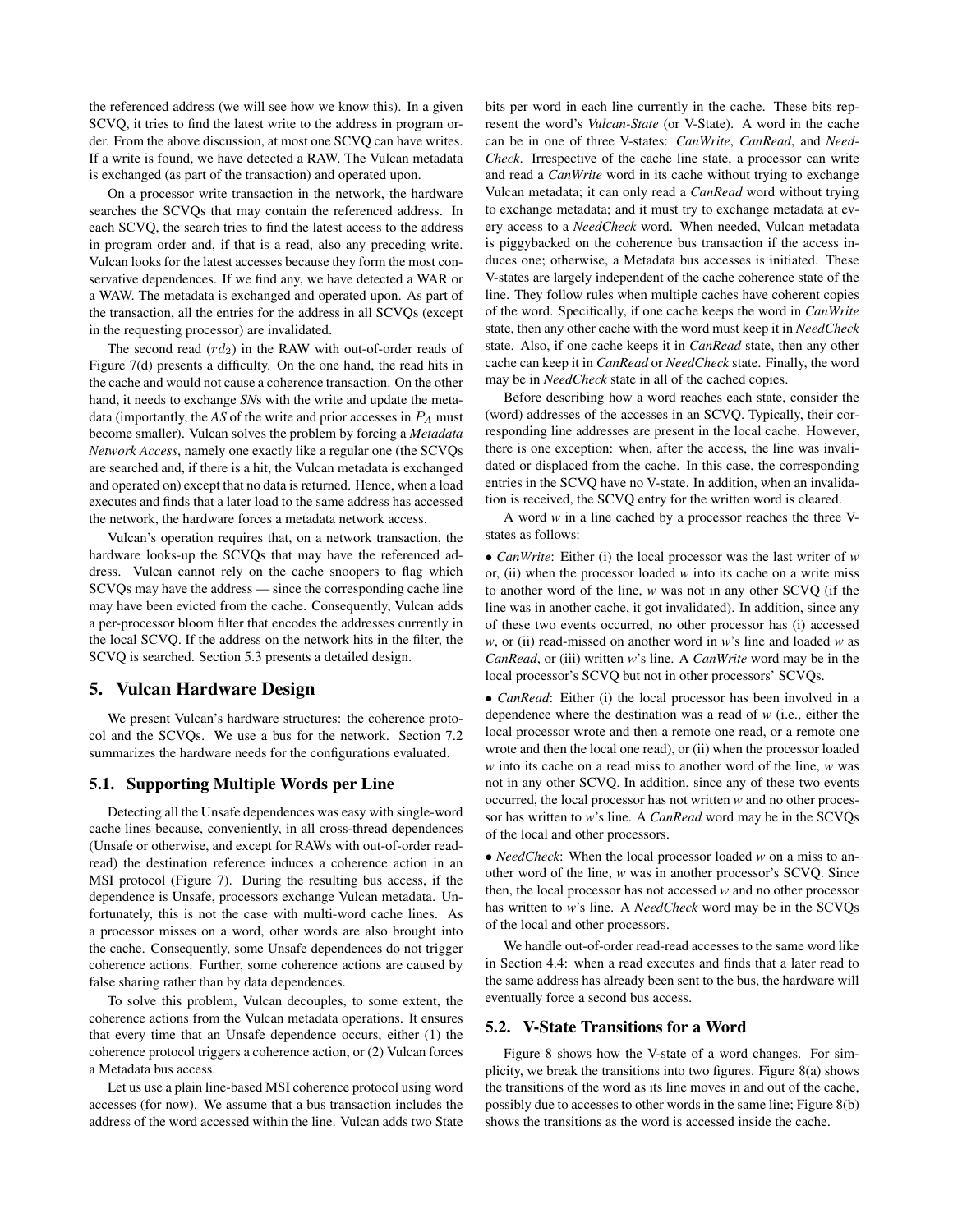the referenced address (we will see how we know this). In a given SCVQ, it tries to find the latest write to the address in program order. From the above discussion, at most one SCVQ can have writes. If a write is found, we have detected a RAW. The Vulcan metadata is exchanged (as part of the transaction) and operated upon.

On a processor write transaction in the network, the hardware searches the SCVQs that may contain the referenced address. In each SCVQ, the search tries to find the latest access to the address in program order and, if that is a read, also any preceding write. Vulcan looks for the latest accesses because they form the most conservative dependences. If we find any, we have detected a WAR or a WAW. The metadata is exchanged and operated upon. As part of the transaction, all the entries for the address in all SCVQs (except in the requesting processor) are invalidated.

The second read ($rd_2$) in the RAW with out-of-order reads of Figure 7(d) presents a difficulty. On the one hand, the read hits in the cache and would not cause a coherence transaction. On the other hand, it needs to exchange *SN*s with the write and update the metadata (importantly, the *AS* of the write and prior accesses in $P_A$ must become smaller). Vulcan solves the problem by forcing a *Metadata Network Access*, namely one exactly like a regular one (the SCVQs are searched and, if there is a hit, the Vulcan metadata is exchanged and operated on) except that no data is returned. Hence, when a load executes and finds that a later load to the same address has accessed the network, the hardware forces a metadata network access.

Vulcan's operation requires that, on a network transaction, the hardware looks-up the SCVQs that may have the referenced address. Vulcan cannot rely on the cache snoopers to flag which SCVQs may have the address — since the corresponding cache line may have been evicted from the cache. Consequently, Vulcan adds a per-processor bloom filter that encodes the addresses currently in the local SCVQ. If the address on the network hits in the filter, the SCVQ is searched. Section 5.3 presents a detailed design.

## 5. Vulcan Hardware Design

We present Vulcan's hardware structures: the coherence protocol and the SCVQs. We use a bus for the network. Section 7.2 summarizes the hardware needs for the configurations evaluated.

### 5.1. Supporting Multiple Words per Line

Detecting all the Unsafe dependences was easy with single-word cache lines because, conveniently, in all cross-thread dependences (Unsafe or otherwise, and except for RAWs with out-of-order read-read) the destination reference induces a coherence action in an MSI protocol (Figure 7). During the resulting bus access, if the dependence is Unsafe, processors exchange Vulcan metadata. Unfortunately, this is not the case with multi-word cache lines. As a processor misses on a word, other words are also brought into the cache. Consequently, some Unsafe dependences do not trigger coherence actions. Further, some coherence actions are caused by false sharing rather than by data dependences.

To solve this problem, Vulcan decouples, to some extent, the coherence actions from the Vulcan metadata operations. It ensures that every time that an Unsafe dependence occurs, either (1) the coherence protocol triggers a coherence action, or (2) Vulcan forces a Metadata bus access.

Let us use a plain line-based MSI coherence protocol using word accesses (for now). We assume that a bus transaction includes the address of the word accessed within the line. Vulcan adds two State bits per word in each line currently in the cache. These bits represent the word's *Vulcan-State* (or V-State). A word in the cache can be in one of three V-states: *CanWrite*, *CanRead*, and *NeedCheck*. Irrespective of the cache line state, a processor can write and read a *CanWrite* word in its cache without trying to exchange Vulcan metadata; it can only read a *CanRead* word without trying to exchange metadata; and it must try to exchange metadata at every access to a *NeedCheck* word. When needed, Vulcan metadata is piggybacked on the coherence bus transaction if the access induces one; otherwise, a Metadata bus accesses is initiated. These V-states are largely independent of the cache coherence state of the line. They follow rules when multiple caches have coherent copies of the word. Specifically, if one cache keeps the word in *CanWrite* state, then any other cache with the word must keep it in *NeedCheck* state. Also, if one cache keeps it in *CanRead* state, then any other cache can keep it in *CanRead* or *NeedCheck* state. Finally, the word may be in *NeedCheck* state in all of the cached copies.

Before describing how a word reaches each state, consider the (word) addresses of the accesses in an SCVQ. Typically, their corresponding line addresses are present in the local cache. However, there is one exception: when, after the access, the line was invalidated or displaced from the cache. In this case, the corresponding entries in the SCVQ have no V-state. In addition, when an invalidation is received, the SCVQ entry for the written word is cleared.

A word *w* in a line cached by a processor reaches the three V-states as follows:

- *CanWrite*: Either (i) the local processor was the last writer of *w* or, (ii) when the processor loaded *w* into its cache on a write miss to another word of the line, *w* was not in any other SCVQ (if the line was in another cache, it got invalidated). In addition, since any of these two events occurred, no other processor has (i) accessed *w*, or (ii) read-missed on another word in *w*'s line and loaded *w* as *CanRead*, or (iii) written *w*'s line. A *CanWrite* word may be in the local processor's SCVQ but not in other processors' SCVQs.
- *CanRead*: Either (i) the local processor has been involved in a dependence where the destination was a read of *w* (i.e., either the local processor wrote and then a remote one read, or a remote one wrote and then the local one read), or (ii) when the processor loaded *w* into its cache on a read miss to another word of the line, *w* was not in any other SCVQ. In addition, since any of these two events occurred, the local processor has not written *w* and no other processor has written to *w*'s line. A *CanRead* word may be in the SCVQs of the local and other processors.
- *NeedCheck*: When the local processor loaded *w* on a miss to another word of the line, *w* was in another processor's SCVQ. Since then, the local processor has not accessed *w* and no other processor has written to *w*'s line. A *NeedCheck* word may be in the SCVQs of the local and other processors.

We handle out-of-order read-read accesses to the same word like in Section 4.4: when a read executes and finds that a later read to the same address has already been sent to the bus, the hardware will eventually force a second bus access.

### 5.2. V-State Transitions for a Word

Figure 8 shows how the V-state of a word changes. For simplicity, we break the transitions into two figures. Figure 8(a) shows the transitions of the word as its line moves in and out of the cache, possibly due to accesses to other words in the same line; Figure 8(b) shows the transitions as the word is accessed inside the cache.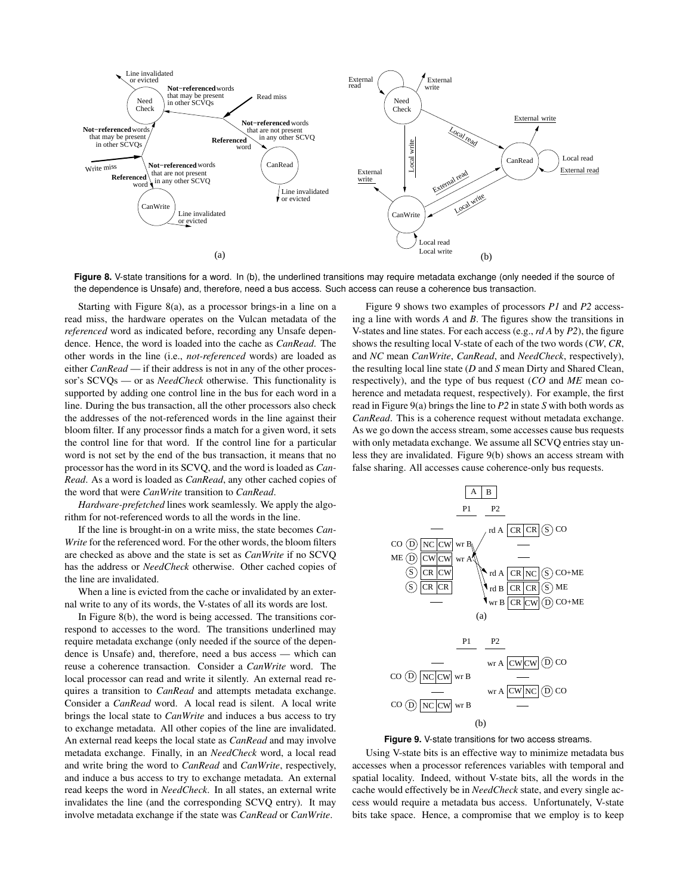Line invalidated or evicted

Need Check

Not−referenced words that may be present in other SCVQs

Read miss

Not−referenced words that may be present in other SCVQs

Not−referenced words that are not present in any other SCVQ

Referenced word

CanRead

Write miss

Not−referenced words that are not present in any other SCVQ

Referenced word

Line invalidated or evicted

CanWrite

Line invalidated or evicted

(a)

External read

External write

Need Check

External write

Local read

Local write

CanRead

Local read

External read

External write

External read

Local write

CanWrite

Local read

Local write

(b)

**Figure 8.** V-state transitions for a word. In (b), the underlined transitions may require metadata exchange (only needed if the source of the dependence is Unsafe) and, therefore, need a bus access. Such access can reuse a coherence bus transaction.

Starting with Figure 8(a), as a processor brings-in a line on a read miss, the hardware operates on the Vulcan metadata of the *referenced* word as indicated before, recording any Unsafe dependence. Hence, the word is loaded into the cache as *CanRead*. The other words in the line (i.e., *not-referenced* words) are loaded as either *CanRead* — if their address is not in any of the other processor's SCVQs — or as *NeedCheck* otherwise. This functionality is supported by adding one control line in the bus for each word in a line. During the bus transaction, all the other processors also check the addresses of the not-referenced words in the line against their bloom filter. If any processor finds a match for a given word, it sets the control line for that word. If the control line for a particular word is not set by the end of the bus transaction, it means that no processor has the word in its SCVQ, and the word is loaded as *CanRead*. As a word is loaded as *CanRead*, any other cached copies of the word that were *CanWrite* transition to *CanRead*.

*Hardware-prefetched* lines work seamlessly. We apply the algorithm for not-referenced words to all the words in the line.

If the line is brought-in on a write miss, the state becomes *CanWrite* for the referenced word. For the other words, the bloom filters are checked as above and the state is set as *CanWrite* if no SCVQ has the address or *NeedCheck* otherwise. Other cached copies of the line are invalidated.

When a line is evicted from the cache or invalidated by an external write to any of its words, the V-states of all its words are lost.

In Figure 8(b), the word is being accessed. The transitions correspond to accesses to the word. The transitions underlined may require metadata exchange (only needed if the source of the dependence is Unsafe) and, therefore, need a bus access — which can reuse a coherence transaction. Consider a *CanWrite* word. The local processor can read and write it silently. An external read requires a transition to *CanRead* and attempts metadata exchange. Consider a *CanRead* word. A local read is silent. A local write brings the local state to *CanWrite* and induces a bus access to try to exchange metadata. All other copies of the line are invalidated. An external read keeps the local state as *CanRead* and may involve metadata exchange. Finally, in an *NeedCheck* word, a local read and write bring the word to *CanRead* and *CanWrite*, respectively, and induce a bus access to try to exchange metadata. An external read keeps the word in *NeedCheck*. In all states, an external write invalidates the line (and the corresponding SCVQ entry). It may involve metadata exchange if the state was *CanRead* or *CanWrite*.

Figure 9 shows two examples of processors *P1* and *P2* accessing a line with words *A* and *B*. The figures show the transitions in V-states and line states. For each access (e.g., *rd A* by *P2*), the figure shows the resulting local V-state of each of the two words (*CW*, *CR*, and *NC* mean *CanWrite*, *CanRead*, and *NeedCheck*, respectively), the resulting local line state (*D* and *S* mean Dirty and Shared Clean, respectively), and the type of bus request (*CO* and *ME* mean coherence and metadata request, respectively). For example, the first read in Figure 9(a) brings the line to *P2* in state *S* with both words as *CanRead*. This is a coherence request without metadata exchange. As we go down the access stream, some accesses cause bus requests with only metadata exchange. We assume all SCVQ entries stay unless they are invalidated. Figure 9(b) shows an access stream with false sharing. All accesses cause coherence-only bus requests.

A B

P1 P2

rd A CR CR S CO

CO D NC CW wr B

ME D CW CW wr A

S CR CW rd A CR NC S CO+ME

S CR CR rd B CR CR S ME

wr B CR CW D CO+ME

(a)

P1 P2

wr A CW CW D CO

CO D NC CW wr B

wr A CW NC D CO

CO D NC CW wr B

(b)

**Figure 9.** V-state transitions for two access streams.

Using V-state bits is an effective way to minimize metadata bus accesses when a processor references variables with temporal and spatial locality. Indeed, without V-state bits, all the words in the cache would effectively be in *NeedCheck* state, and every single access would require a metadata bus access. Unfortunately, V-state bits take space. Hence, a compromise that we employ is to keep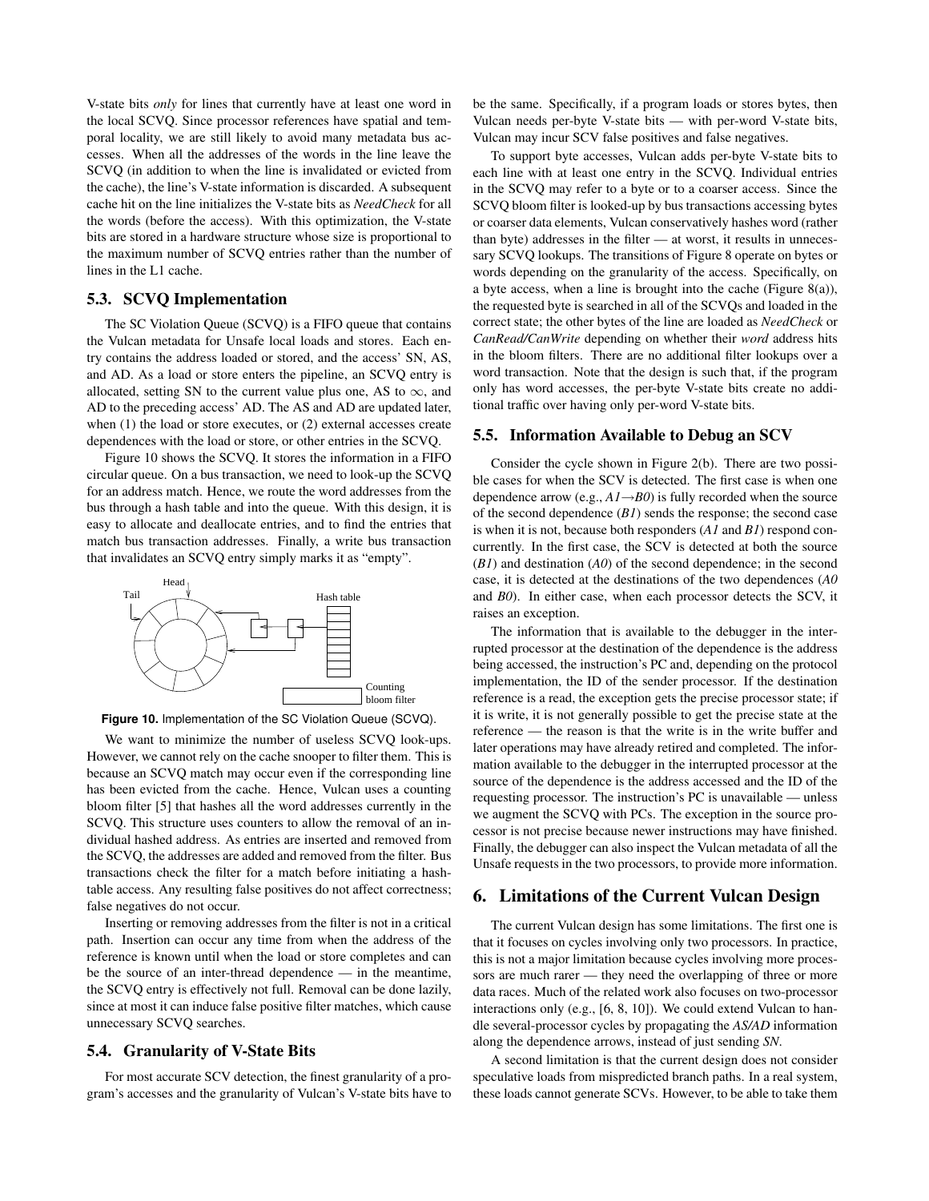V-state bits *only* for lines that currently have at least one word in the local SCVQ. Since processor references have spatial and temporal locality, we are still likely to avoid many metadata bus accesses. When all the addresses of the words in the line leave the SCVQ (in addition to when the line is invalidated or evicted from the cache), the line's V-state information is discarded. A subsequent cache hit on the line initializes the V-state bits as *NeedCheck* for all the words (before the access). With this optimization, the V-state bits are stored in a hardware structure whose size is proportional to the maximum number of SCVQ entries rather than the number of lines in the L1 cache.

### 5.3. SCVQ Implementation

The SC Violation Queue (SCVQ) is a FIFO queue that contains the Vulcan metadata for Unsafe local loads and stores. Each entry contains the address loaded or stored, and the access' SN, AS, and AD. As a load or store enters the pipeline, an SCVQ entry is allocated, setting SN to the current value plus one, AS to $\infty$, and AD to the preceding access' AD. The AS and AD are updated later, when (1) the load or store executes, or (2) external accesses create dependences with the load or store, or other entries in the SCVQ.

Figure 10 shows the SCVQ. It stores the information in a FIFO circular queue. On a bus transaction, we need to look-up the SCVQ for an address match. Hence, we route the word addresses from the bus through a hash table and into the queue. With this design, it is easy to allocate and deallocate entries, and to find the entries that match bus transaction addresses. Finally, a write bus transaction that invalidates an SCVQ entry simply marks it as "empty".

Head
Tail
Hash table
Counting bloom filter

**Figure 10.** Implementation of the SC Violation Queue (SCVQ).

We want to minimize the number of useless SCVQ look-ups. However, we cannot rely on the cache snooper to filter them. This is because an SCVQ match may occur even if the corresponding line has been evicted from the cache. Hence, Vulcan uses a counting bloom filter [5] that hashes all the word addresses currently in the SCVQ. This structure uses counters to allow the removal of an individual hashed address. As entries are inserted and removed from the SCVQ, the addresses are added and removed from the filter. Bus transactions check the filter for a match before initiating a hash-table access. Any resulting false positives do not affect correctness; false negatives do not occur.

Inserting or removing addresses from the filter is not in a critical path. Insertion can occur any time from when the address of the reference is known until when the load or store completes and can be the source of an inter-thread dependence — in the meantime, the SCVQ entry is effectively not full. Removal can be done lazily, since at most it can induce false positive filter matches, which cause unnecessary SCVQ searches.

### 5.4. Granularity of V-State Bits

For most accurate SCV detection, the finest granularity of a program's accesses and the granularity of Vulcan's V-state bits have to be the same. Specifically, if a program loads or stores bytes, then Vulcan needs per-byte V-state bits — with per-word V-state bits, Vulcan may incur SCV false positives and false negatives.

To support byte accesses, Vulcan adds per-byte V-state bits to each line with at least one entry in the SCVQ. Individual entries in the SCVQ may refer to a byte or to a coarser access. Since the SCVQ bloom filter is looked-up by bus transactions accessing bytes or coarser data elements, Vulcan conservatively hashes word (rather than byte) addresses in the filter — at worst, it results in unnecessary SCVQ lookups. The transitions of Figure 8 operate on bytes or words depending on the granularity of the access. Specifically, on a byte access, when a line is brought into the cache (Figure 8(a)), the requested byte is searched in all of the SCVQs and loaded in the correct state; the other bytes of the line are loaded as *NeedCheck* or *CanRead/CanWrite* depending on whether their *word* address hits in the bloom filters. There are no additional filter lookups over a word transaction. Note that the design is such that, if the program only has word accesses, the per-byte V-state bits create no additional traffic over having only per-word V-state bits.

### 5.5. Information Available to Debug an SCV

Consider the cycle shown in Figure 2(b). There are two possible cases for when the SCV is detected. The first case is when one dependence arrow (e.g., $A1 \rightarrow B0$) is fully recorded when the source of the second dependence (*B1*) sends the response; the second case is when it is not, because both responders (*A1* and *B1*) respond concurrently. In the first case, the SCV is detected at both the source (*B1*) and destination (*A0*) of the second dependence; in the second case, it is detected at the destinations of the two dependences (*A0* and *B0*). In either case, when each processor detects the SCV, it raises an exception.

The information that is available to the debugger in the interrupted processor at the destination of the dependence is the address being accessed, the instruction's PC and, depending on the protocol implementation, the ID of the sender processor. If the destination reference is a read, the exception gets the precise processor state; if it is write, it is not generally possible to get the precise state at the reference — the reason is that the write is in the write buffer and later operations may have already retired and completed. The information available to the debugger in the interrupted processor at the source of the dependence is the address accessed and the ID of the requesting processor. The instruction's PC is unavailable — unless we augment the SCVQ with PCs. The exception in the source processor is not precise because newer instructions may have finished. Finally, the debugger can also inspect the Vulcan metadata of all the Unsafe requests in the two processors, to provide more information.

## 6. Limitations of the Current Vulcan Design

The current Vulcan design has some limitations. The first one is that it focuses on cycles involving only two processors. In practice, this is not a major limitation because cycles involving more processors are much rarer — they need the overlapping of three or more data races. Much of the related work also focuses on two-processor interactions only (e.g., [6, 8, 10]). We could extend Vulcan to handle several-processor cycles by propagating the *AS/AD* information along the dependence arrows, instead of just sending *SN*.

A second limitation is that the current design does not consider speculative loads from mispredicted branch paths. In a real system, these loads cannot generate SCVs. However, to be able to take them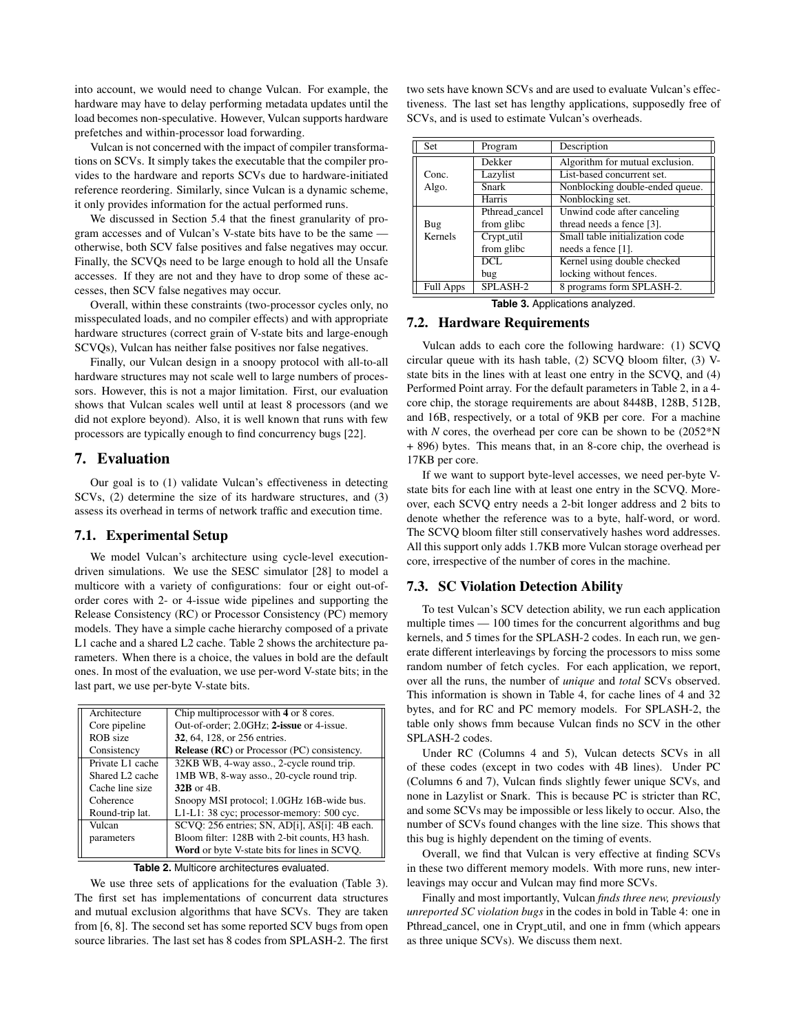into account, we would need to change Vulcan. For example, the hardware may have to delay performing metadata updates until the load becomes non-speculative. However, Vulcan supports hardware prefetches and within-processor load forwarding.

Vulcan is not concerned with the impact of compiler transformations on SCVs. It simply takes the executable that the compiler provides to the hardware and reports SCVs due to hardware-initiated reference reordering. Similarly, since Vulcan is a dynamic scheme, it only provides information for the actual performed runs.

We discussed in Section 5.4 that the finest granularity of program accesses and of Vulcan's V-state bits have to be the same — otherwise, both SCV false positives and false negatives may occur. Finally, the SCVQs need to be large enough to hold all the Unsafe accesses. If they are not and they have to drop some of these accesses, then SCV false negatives may occur.

Overall, within these constraints (two-processor cycles only, no misspeculated loads, and no compiler effects) and with appropriate hardware structures (correct grain of V-state bits and large-enough SCVQs), Vulcan has neither false positives nor false negatives.

Finally, our Vulcan design in a snoopy protocol with all-to-all hardware structures may not scale well to large numbers of processors. However, this is not a major limitation. First, our evaluation shows that Vulcan scales well until at least 8 processors (and we did not explore beyond). Also, it is well known that runs with few processors are typically enough to find concurrency bugs [22].

# 7. Evaluation

Our goal is to (1) validate Vulcan's effectiveness in detecting SCVs, (2) determine the size of its hardware structures, and (3) assess its overhead in terms of network traffic and execution time.

## 7.1. Experimental Setup

We model Vulcan's architecture using cycle-level execution-driven simulations. We use the SESC simulator [28] to model a multicore with a variety of configurations: four or eight out-of-order cores with 2- or 4-issue wide pipelines and supporting the Release Consistency (RC) or Processor Consistency (PC) memory models. They have a simple cache hierarchy composed of a private L1 cache and a shared L2 cache. Table 2 shows the architecture parameters. When there is a choice, the values in bold are the default ones. In most of the evaluation, we use per-word V-state bits; in the last part, we use per-byte V-state bits.

| | |
|---|---|
| Architecture | Chip multiprocessor with **4** or 8 cores. |
| Core pipeline | Out-of-order; 2.0GHz; **2-issue** or 4-issue. |
| ROB size | **32**, 64, 128, or 256 entries. |
| Consistency | **Release (RC)** or Processor (PC) consistency. |
| Private L1 cache | 32KB WB, 4-way asso., 2-cycle round trip. |
| Shared L2 cache | 1MB WB, 8-way asso., 20-cycle round trip. |
| Cache line size | **32B** or 4B. |
| Coherence | Snoopy MSI protocol; 1.0GHz 16B-wide bus. |
| Round-trip lat. | L1-L1: 38 cyc; processor-memory: 500 cyc. |
| Vulcan parameters | SCVQ: 256 entries; SN, AD[i], AS[i]: 4B each. Bloom filter: 128B with 2-bit counts, H3 hash. **Word** or byte V-state bits for lines in SCVQ. |

**Table 2.** Multicore architectures evaluated.

We use three sets of applications for the evaluation (Table 3). The first set has implementations of concurrent data structures and mutual exclusion algorithms that have SCVs. They are taken from [6, 8]. The second set has some reported SCV bugs from open source libraries. The last set has 8 codes from SPLASH-2. The first two sets have known SCVs and are used to evaluate Vulcan's effectiveness. The last set has lengthy applications, supposedly free of SCVs, and is used to estimate Vulcan's overheads.

| Set | Program | Description |
|---|---|---|
| Conc. Algo. | Dekker | Algorithm for mutual exclusion. |
| | Lazylist | List-based concurrent set. |
| | Snark | Nonblocking double-ended queue. |
| | Harris | Nonblocking set. |
| Bug Kernels | Pthread_cancel from glibc | Unwind code after canceling thread needs a fence [3]. |
| | Crypt_util from glibc | Small table initialization code needs a fence [1]. |
| | DCL bug | Kernel using double checked locking without fences. |
| Full Apps | SPLASH-2 | 8 programs form SPLASH-2. |

**Table 3.** Applications analyzed.

## 7.2. Hardware Requirements

Vulcan adds to each core the following hardware: (1) SCVQ circular queue with its hash table, (2) SCVQ bloom filter, (3) V-state bits in the lines with at least one entry in the SCVQ, and (4) Performed Point array. For the default parameters in Table 2, in a 4-core chip, the storage requirements are about 8448B, 128B, 512B, and 16B, respectively, or a total of 9KB per core. For a machine with *N* cores, the overhead per core can be shown to be (2052\*N + 896) bytes. This means that, in an 8-core chip, the overhead is 17KB per core.

If we want to support byte-level accesses, we need per-byte V-state bits for each line with at least one entry in the SCVQ. Moreover, each SCVQ entry needs a 2-bit longer address and 2 bits to denote whether the reference was to a byte, half-word, or word. The SCVQ bloom filter still conservatively hashes word addresses. All this support only adds 1.7KB more Vulcan storage overhead per core, irrespective of the number of cores in the machine.

## 7.3. SC Violation Detection Ability

To test Vulcan's SCV detection ability, we run each application multiple times — 100 times for the concurrent algorithms and bug kernels, and 5 times for the SPLASH-2 codes. In each run, we generate different interleavings by forcing the processors to miss some random number of fetch cycles. For each application, we report, over all the runs, the number of *unique* and *total* SCVs observed. This information is shown in Table 4, for cache lines of 4 and 32 bytes, and for RC and PC memory models. For SPLASH-2, the table only shows fmm because Vulcan finds no SCV in the other SPLASH-2 codes.

Under RC (Columns 4 and 5), Vulcan detects SCVs in all of these codes (except in two codes with 4B lines). Under PC (Columns 6 and 7), Vulcan finds slightly fewer unique SCVs, and none in Lazylist or Snark. This is because PC is stricter than RC, and some SCVs may be impossible or less likely to occur. Also, the number of SCVs found changes with the line size. This shows that this bug is highly dependent on the timing of events.

Overall, we find that Vulcan is very effective at finding SCVs in these two different memory models. With more runs, new interleavings may occur and Vulcan may find more SCVs.

Finally and most importantly, Vulcan *finds three new, previously unreported SC violation bugs* in the codes in bold in Table 4: one in Pthread_cancel, one in Crypt_util, and one in fmm (which appears as three unique SCVs). We discuss them next.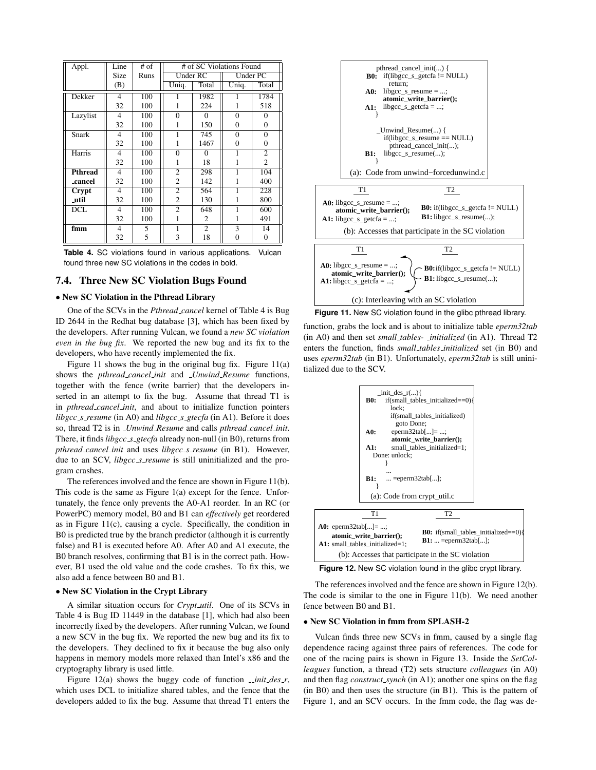| Appl. | Line Size (B) | # of Runs | # of SC Violations Found | | | |
|---|---|---|---|---|---|---|
| | | | Under RC | | Under PC | |
| | | | Uniq. | Total | Uniq. | Total |
| Dekker | 4 | 100 | 1 | 1982 | 1 | 1784 |
| | 32 | 100 | 1 | 224 | 1 | 518 |
| Lazylist | 4 | 100 | 0 | 0 | 0 | 0 |
| | 32 | 100 | 1 | 150 | 0 | 0 |
| Snark | 4 | 100 | 1 | 745 | 0 | 0 |
| | 32 | 100 | 1 | 1467 | 0 | 0 |
| Harris | 4 | 100 | 0 | 0 | 1 | 2 |
| | 32 | 100 | 1 | 18 | 1 | 2 |
| **Pthread _cancel** | 4 | 100 | 2 | 298 | 1 | 104 |
| | 32 | 100 | 2 | 142 | 1 | 400 |
| **Crypt _util** | 4 | 100 | 2 | 564 | 1 | 228 |
| | 32 | 100 | 2 | 130 | 1 | 800 |
| DCL | 4 | 100 | 2 | 648 | 1 | 600 |
| | 32 | 100 | 1 | 2 | 1 | 491 |
| **fmm** | 4 | 5 | 1 | 2 | 3 | 14 |
| | 32 | 5 | 3 | 18 | 0 | 0 |

**Table 4.** SC violations found in various applications. Vulcan found three new SC violations in the codes in bold.

## 7.4. Three New SC Violation Bugs Found

**• New SC Violation in the Pthread Library**

One of the SCVs in the *Pthread_cancel* kernel of Table 4 is Bug ID 2644 in the Redhat bug database [3], which has been fixed by the developers. After running Vulcan, we found a *new SC violation even in the bug fix*. We reported the new bug and its fix to the developers, who have recently implemented the fix.

Figure 11 shows the bug in the original bug fix. Figure 11(a) shows the *pthread_cancel_init* and *_Unwind_Resume* functions, together with the fence (write barrier) that the developers inserted in an attempt to fix the bug. Assume that thread T1 is in *pthread_cancel_init*, and about to initialize function pointers *libgcc_s_resume* (in A0) and *libgcc_s_gtecfa* (in A1). Before it does so, thread T2 is in *_Unwind_Resume* and calls *pthread_cancel_init*. There, it finds *libgcc_s_gtecfa* already non-null (in B0), returns from *pthread_cancel_init* and uses *libgcc_s_resume* (in B1). However, due to an SCV, *libgcc_s_resume* is still uninitialized and the program crashes.

The references involved and the fence are shown in Figure 11(b). This code is the same as Figure 1(a) except for the fence. Unfortunately, the fence only prevents the A0-A1 reorder. In an RC (or PowerPC) memory model, B0 and B1 can *effectively* get reordered as in Figure 11(c), causing a cycle. Specifically, the condition in B0 is predicted true by the branch predictor (although it is currently false) and B1 is executed before A0. After A0 and A1 execute, the B0 branch resolves, confirming that B1 is in the correct path. However, B1 used the old value and the code crashes. To fix this, we also add a fence between B0 and B1.

```
pthread_cancel_init(...) {
B0:  if(libgcc_s_getcfa != NULL)
       return;
A0:  libgcc_s_resume = ...;
     atomic_write_barrier();
A1:  libgcc_s_getcfa = ...;
}

_Unwind_Resume(...) {
     if(libgcc_s_resume == NULL)
       pthread_cancel_init(...);
B1:  libgcc_s_resume(...);
}
```

(a): Code from unwind−forcedunwind.c

```
T1                                   T2
A0: libgcc_s_resume = ...;           B0: if(libgcc_s_getcfa != NULL)
    atomic_write_barrier();          B1: libgcc_s_resume(...);
A1: libgcc_s_getcfa = ...;
```

(b): Accesses that participate in the SC violation

```
T1                                   T2
A0: libgcc_s_resume = ...;           B0:if(libgcc_s_getcfa != NULL)
    atomic_write_barrier();          B1: libgcc_s_resume(...);
A1: libgcc_s_getcfa = ...;
```

(c): Interleaving with an SC violation

**Figure 11.** New SC violation found in the glibc pthread library.

**• New SC Violation in the Crypt Library**

A similar situation occurs for *Crypt_util*. One of its SCVs in Table 4 is Bug ID 11449 in the database [1], which had also been incorrectly fixed by the developers. After running Vulcan, we found a new SCV in the bug fix. We reported the new bug and its fix to the developers. They declined to fix it because the bug also only happens in memory models more relaxed than Intel's x86 and the cryptography library is used little.

Figure 12(a) shows the buggy code of function *__init_des_r*, which uses DCL to initialize shared tables, and the fence that the developers added to fix the bug. Assume that thread T1 enters the function, grabs the lock and is about to initialize table *eperm32tab* (in A0) and then set *small_tables-_initialized* (in A1). Thread T2 enters the function, finds *small_tables_initialized* set (in B0) and uses *eperm32tab* (in B1). Unfortunately, *eperm32tab* is still uninitialized due to the SCV.

```
    _init_des_r(...){
B0:   if(small_tables_initialized==0){
        lock;
        if(small_tables_initialized)
          goto Done;
A0:     eperm32tab[...]= ...;
        atomic_write_barrier();
A1:     small_tables_initialized=1;
  Done: unlock;
      }
      ...
B1:   ... =eperm32tab[...];
    }
```

(a): Code from crypt_util.c

```
T1                                   T2
A0: eperm32tab[...]= ...;            B0: if(small_tables_initialized==0){
    atomic_write_barrier();          B1: ... =eperm32tab[...];
A1: small_tables_initialized=1;
```

(b): Accesses that participate in the SC violation

**Figure 12.** New SC violation found in the glibc crypt library.

The references involved and the fence are shown in Figure 12(b). The code is similar to the one in Figure 11(b). We need another fence between B0 and B1.

**• New SC Violation in fmm from SPLASH-2**

Vulcan finds three new SCVs in fmm, caused by a single flag dependence racing against three pairs of references. The code for one of the racing pairs is shown in Figure 13. Inside the *SetColleagues* function, a thread (T2) sets structure *colleagues* (in A0) and then flag *construct_synch* (in A1); another one spins on the flag (in B0) and then uses the structure (in B1). This is the pattern of Figure 1, and an SCV occurs. In the fmm code, the flag was de-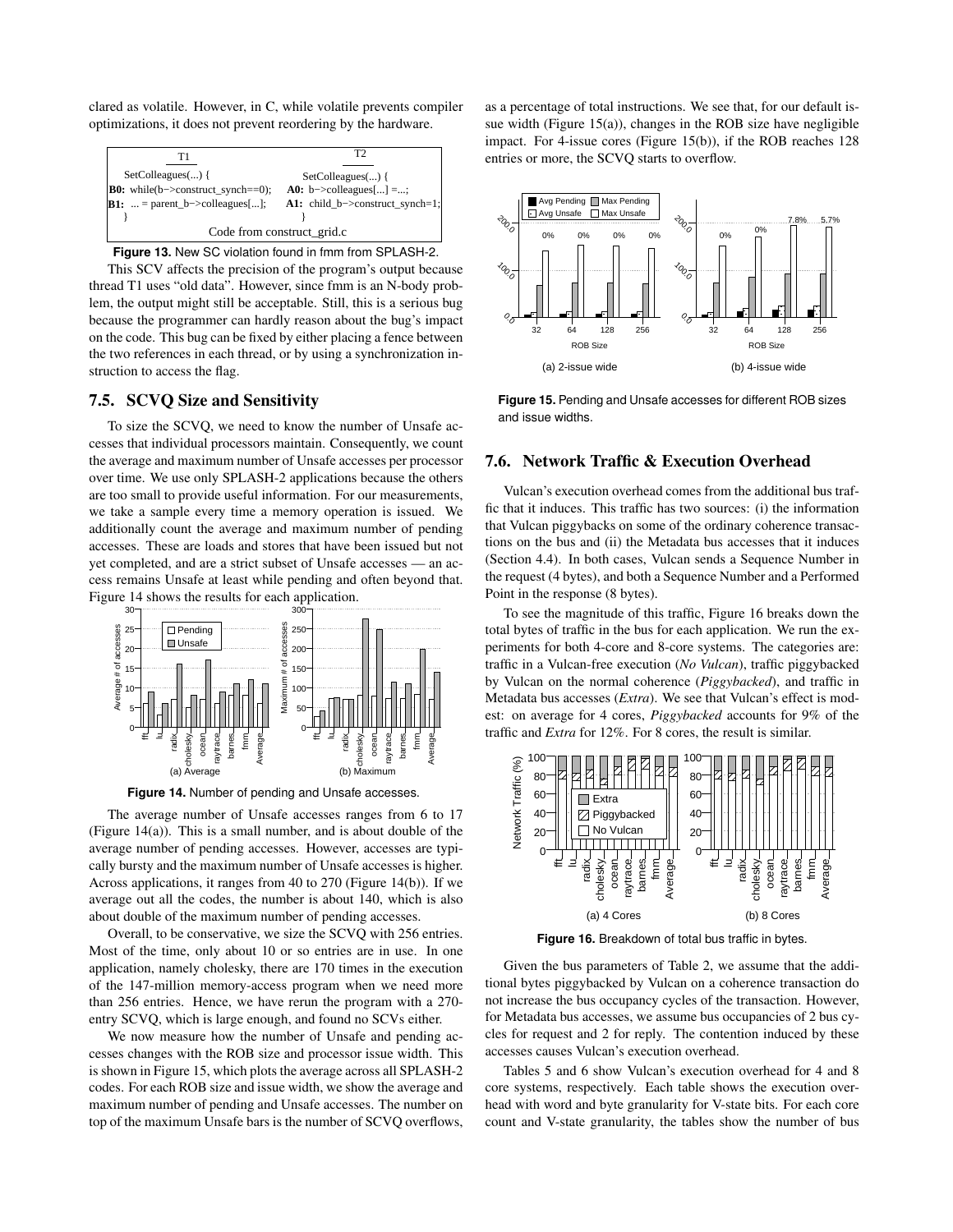clared as volatile. However, in C, while volatile prevents compiler optimizations, it does not prevent reordering by the hardware.

```
T1                                            T2
SetColleagues(...) {                          SetColleagues(...) {
B0: while(b->construct_synch==0);             A0: b->colleagues[...] =...;
B1:  ... = parent_b->colleagues[...];         A1: child_b->construct_synch=1;
}                                             }
                    Code from construct_grid.c
```

**Figure 13.** New SC violation found in fmm from SPLASH-2.

This SCV affects the precision of the program's output because thread T1 uses "old data". However, since fmm is an N-body problem, the output might still be acceptable. Still, this is a serious bug because the programmer can hardly reason about the bug's impact on the code. This bug can be fixed by either placing a fence between the two references in each thread, or by using a synchronization instruction to access the flag.

## 7.5. SCVQ Size and Sensitivity

To size the SCVQ, we need to know the number of Unsafe accesses that individual processors maintain. Consequently, we count the average and maximum number of Unsafe accesses per processor over time. We use only SPLASH-2 applications because the others are too small to provide useful information. For our measurements, we take a sample every time a memory operation is issued. We additionally count the average and maximum number of pending accesses. These are loads and stores that have been issued but not yet completed, and are a strict subset of Unsafe accesses — an access remains Unsafe at least while pending and often beyond that. Figure 14 shows the results for each application.

**Figure 14.** Number of pending and Unsafe accesses.

The average number of Unsafe accesses ranges from 6 to 17 (Figure 14(a)). This is a small number, and is about double of the average number of pending accesses. However, accesses are typically bursty and the maximum number of Unsafe accesses is higher. Across applications, it ranges from 40 to 270 (Figure 14(b)). If we average out all the codes, the number is about 140, which is also about double of the maximum number of pending accesses.

Overall, to be conservative, we size the SCVQ with 256 entries. Most of the time, only about 10 or so entries are in use. In one application, namely cholesky, there are 170 times in the execution of the 147-million memory-access program when we need more than 256 entries. Hence, we have rerun the program with a 270-entry SCVQ, which is large enough, and found no SCVs either.

We now measure how the number of Unsafe and pending accesses changes with the ROB size and processor issue width. This is shown in Figure 15, which plots the average across all SPLASH-2 codes. For each ROB size and issue width, we show the average and maximum number of pending and Unsafe accesses. The number on top of the maximum Unsafe bars is the number of SCVQ overflows, as a percentage of total instructions. We see that, for our default issue width (Figure 15(a)), changes in the ROB size have negligible impact. For 4-issue cores (Figure 15(b)), if the ROB reaches 128 entries or more, the SCVQ starts to overflow.

**Figure 15.** Pending and Unsafe accesses for different ROB sizes and issue widths.

## 7.6. Network Traffic & Execution Overhead

Vulcan's execution overhead comes from the additional bus traffic that it induces. This traffic has two sources: (i) the information that Vulcan piggybacks on some of the ordinary coherence transactions on the bus and (ii) the Metadata bus accesses that it induces (Section 4.4). In both cases, Vulcan sends a Sequence Number in the request (4 bytes), and both a Sequence Number and a Performed Point in the response (8 bytes).

To see the magnitude of this traffic, Figure 16 breaks down the total bytes of traffic in the bus for each application. We run the experiments for both 4-core and 8-core systems. The categories are: traffic in a Vulcan-free execution (*No Vulcan*), traffic piggybacked by Vulcan on the normal coherence (*Piggybacked*), and traffic in Metadata bus accesses (*Extra*). We see that Vulcan's effect is modest: on average for 4 cores, *Piggybacked* accounts for 9% of the traffic and *Extra* for 12%. For 8 cores, the result is similar.

**Figure 16.** Breakdown of total bus traffic in bytes.

Given the bus parameters of Table 2, we assume that the additional bytes piggybacked by Vulcan on a coherence transaction do not increase the bus occupancy cycles of the transaction. However, for Metadata bus accesses, we assume bus occupancies of 2 bus cycles for request and 2 for reply. The contention induced by these accesses causes Vulcan's execution overhead.

Tables 5 and 6 show Vulcan's execution overhead for 4 and 8 core systems, respectively. Each table shows the execution overhead with word and byte granularity for V-state bits. For each core count and V-state granularity, the tables show the number of bus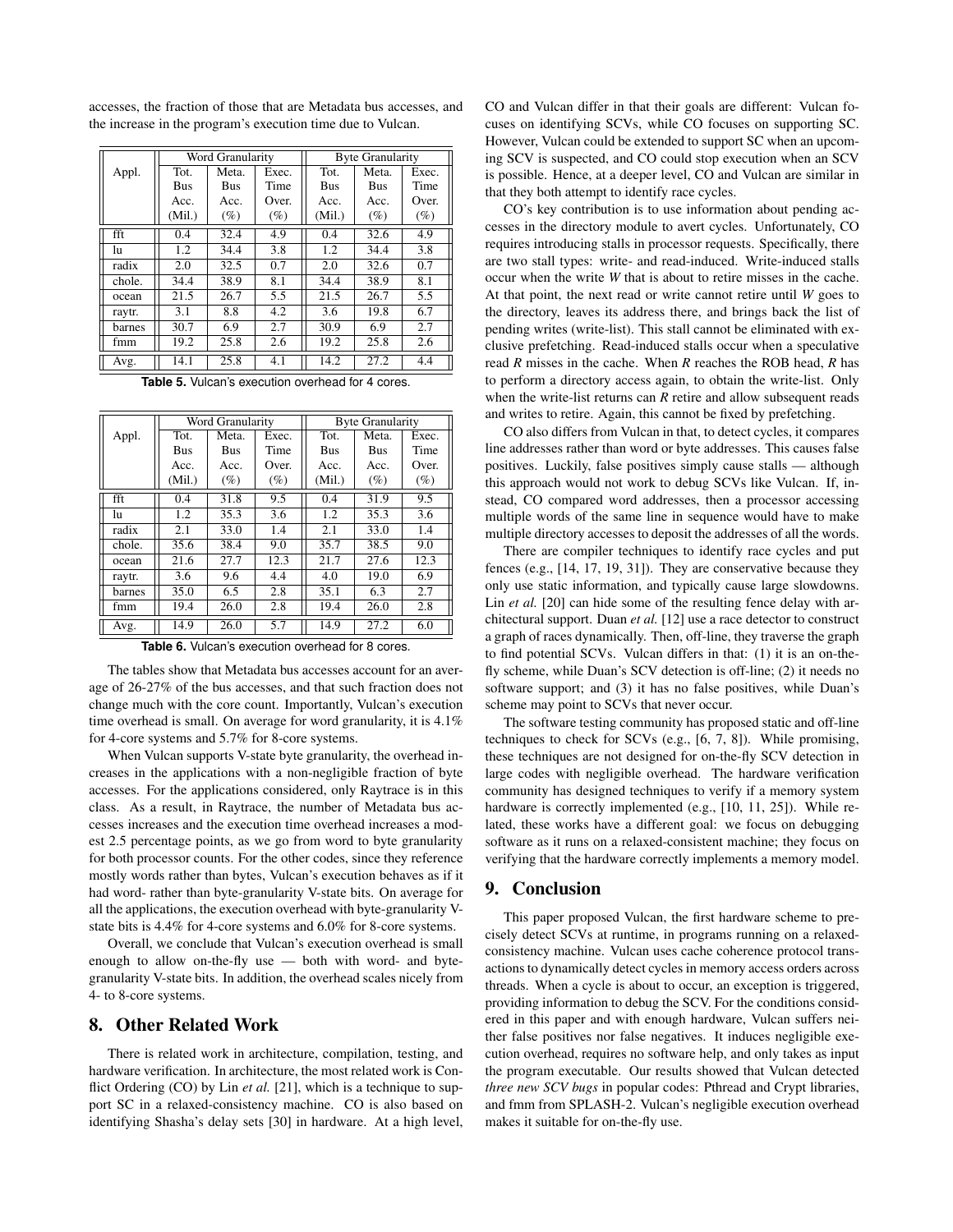accesses, the fraction of those that are Metadata bus accesses, and the increase in the program's execution time due to Vulcan.

| Appl. | Word Granularity | | | Byte Granularity | | |
|---|---|---|---|---|---|---|
| | Tot. Bus Acc. (Mil.) | Meta. Bus Acc. (%) | Exec. Time Over. (%) | Tot. Bus Acc. (Mil.) | Meta. Bus Acc. (%) | Exec. Time Over. (%) |
| fft | 0.4 | 32.4 | 4.9 | 0.4 | 32.6 | 4.9 |
| lu | 1.2 | 34.4 | 3.8 | 1.2 | 34.4 | 3.8 |
| radix | 2.0 | 32.5 | 0.7 | 2.0 | 32.6 | 0.7 |
| chole. | 34.4 | 38.9 | 8.1 | 34.4 | 38.9 | 8.1 |
| ocean | 21.5 | 26.7 | 5.5 | 21.5 | 26.7 | 5.5 |
| raytr. | 3.1 | 8.8 | 4.2 | 3.6 | 19.8 | 6.7 |
| barnes | 30.7 | 6.9 | 2.7 | 30.9 | 6.9 | 2.7 |
| fmm | 19.2 | 25.8 | 2.6 | 19.2 | 25.8 | 2.6 |
| Avg. | 14.1 | 25.8 | 4.1 | 14.2 | 27.2 | 4.4 |

**Table 5.** Vulcan's execution overhead for 4 cores.

| Appl. | Word Granularity | | | Byte Granularity | | |
|---|---|---|---|---|---|---|
| | Tot. Bus Acc. (Mil.) | Meta. Bus Acc. (%) | Exec. Time Over. (%) | Tot. Bus Acc. (Mil.) | Meta. Bus Acc. (%) | Exec. Time Over. (%) |
| fft | 0.4 | 31.8 | 9.5 | 0.4 | 31.9 | 9.5 |
| lu | 1.2 | 35.3 | 3.6 | 1.2 | 35.3 | 3.6 |
| radix | 2.1 | 33.0 | 1.4 | 2.1 | 33.0 | 1.4 |
| chole. | 35.6 | 38.4 | 9.0 | 35.7 | 38.5 | 9.0 |
| ocean | 21.6 | 27.7 | 12.3 | 21.7 | 27.6 | 12.3 |
| raytr. | 3.6 | 9.6 | 4.4 | 4.0 | 19.0 | 6.9 |
| barnes | 35.0 | 6.5 | 2.8 | 35.1 | 6.3 | 2.7 |
| fmm | 19.4 | 26.0 | 2.8 | 19.4 | 26.0 | 2.8 |
| Avg. | 14.9 | 26.0 | 5.7 | 14.9 | 27.2 | 6.0 |

**Table 6.** Vulcan's execution overhead for 8 cores.

The tables show that Metadata bus accesses account for an average of 26-27% of the bus accesses, and that such fraction does not change much with the core count. Importantly, Vulcan's execution time overhead is small. On average for word granularity, it is 4.1% for 4-core systems and 5.7% for 8-core systems.

When Vulcan supports V-state byte granularity, the overhead increases in the applications with a non-negligible fraction of byte accesses. For the applications considered, only Raytrace is in this class. As a result, in Raytrace, the number of Metadata bus accesses increases and the execution time overhead increases a modest 2.5 percentage points, as we go from word to byte granularity for both processor counts. For the other codes, since they reference mostly words rather than bytes, Vulcan's execution behaves as if it had word- rather than byte-granularity V-state bits. On average for all the applications, the execution overhead with byte-granularity V-state bits is 4.4% for 4-core systems and 6.0% for 8-core systems.

Overall, we conclude that Vulcan's execution overhead is small enough to allow on-the-fly use — both with word- and byte-granularity V-state bits. In addition, the overhead scales nicely from 4- to 8-core systems.

## 8. Other Related Work

There is related work in architecture, compilation, testing, and hardware verification. In architecture, the most related work is Conflict Ordering (CO) by Lin *et al.* [21], which is a technique to support SC in a relaxed-consistency machine. CO is also based on identifying Shasha's delay sets [30] in hardware. At a high level, CO and Vulcan differ in that their goals are different: Vulcan focuses on identifying SCVs, while CO focuses on supporting SC. However, Vulcan could be extended to support SC when an upcoming SCV is suspected, and CO could stop execution when an SCV is possible. Hence, at a deeper level, CO and Vulcan are similar in that they both attempt to identify race cycles.

CO's key contribution is to use information about pending accesses in the directory module to avert cycles. Unfortunately, CO requires introducing stalls in processor requests. Specifically, there are two stall types: write- and read-induced. Write-induced stalls occur when the write *W* that is about to retire misses in the cache. At that point, the next read or write cannot retire until *W* goes to the directory, leaves its address there, and brings back the list of pending writes (write-list). This stall cannot be eliminated with exclusive prefetching. Read-induced stalls occur when a speculative read *R* misses in the cache. When *R* reaches the ROB head, *R* has to perform a directory access again, to obtain the write-list. Only when the write-list returns can *R* retire and allow subsequent reads and writes to retire. Again, this cannot be fixed by prefetching.

CO also differs from Vulcan in that, to detect cycles, it compares line addresses rather than word or byte addresses. This causes false positives. Luckily, false positives simply cause stalls — although this approach would not work to debug SCVs like Vulcan. If, instead, CO compared word addresses, then a processor accessing multiple words of the same line in sequence would have to make multiple directory accesses to deposit the addresses of all the words.

There are compiler techniques to identify race cycles and put fences (e.g., [14, 17, 19, 31]). They are conservative because they only use static information, and typically cause large slowdowns. Lin *et al.* [20] can hide some of the resulting fence delay with architectural support. Duan *et al.* [12] use a race detector to construct a graph of races dynamically. Then, off-line, they traverse the graph to find potential SCVs. Vulcan differs in that: (1) it is an on-the-fly scheme, while Duan's SCV detection is off-line; (2) it needs no software support; and (3) it has no false positives, while Duan's scheme may point to SCVs that never occur.

The software testing community has proposed static and off-line techniques to check for SCVs (e.g., [6, 7, 8]). While promising, these techniques are not designed for on-the-fly SCV detection in large codes with negligible overhead. The hardware verification community has designed techniques to verify if a memory system hardware is correctly implemented (e.g., [10, 11, 25]). While related, these works have a different goal: we focus on debugging software as it runs on a relaxed-consistent machine; they focus on verifying that the hardware correctly implements a memory model.

## 9. Conclusion

This paper proposed Vulcan, the first hardware scheme to precisely detect SCVs at runtime, in programs running on a relaxed-consistency machine. Vulcan uses cache coherence protocol transactions to dynamically detect cycles in memory access orders across threads. When a cycle is about to occur, an exception is triggered, providing information to debug the SCV. For the conditions considered in this paper and with enough hardware, Vulcan suffers neither false positives nor false negatives. It induces negligible execution overhead, requires no software help, and only takes as input the program executable. Our results showed that Vulcan detected *three new SCV bugs* in popular codes: Pthread and Crypt libraries, and fmm from SPLASH-2. Vulcan's negligible execution overhead makes it suitable for on-the-fly use.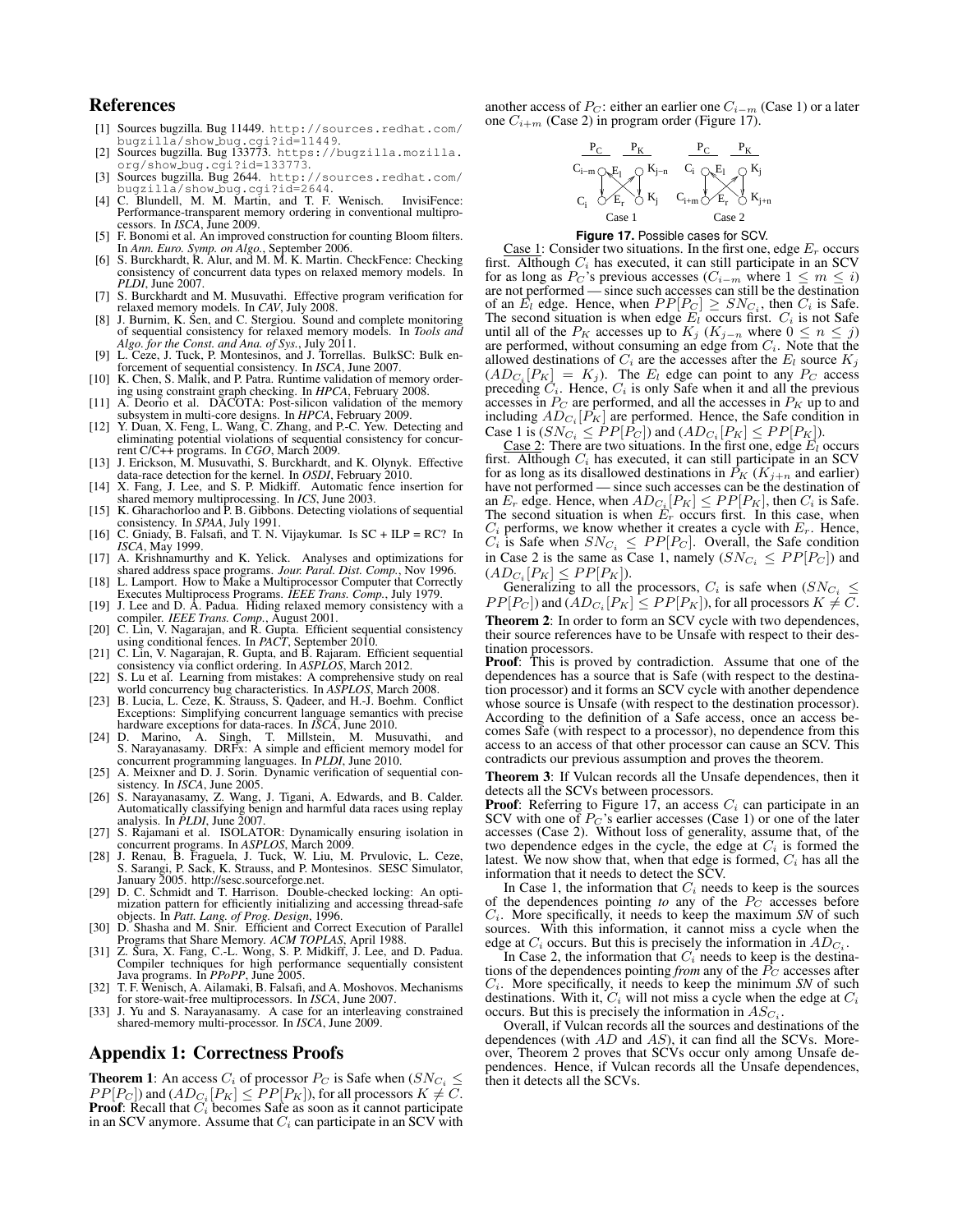## References

- [1] Sources bugzilla. Bug 11449. http://sources.redhat.com/bugzilla/show_bug.cgi?id=11449.
- [2] Sources bugzilla. Bug 133773. https://bugzilla.mozilla.org/show_bug.cgi?id=133773.
- [3] Sources bugzilla. Bug 2644. http://sources.redhat.com/bugzilla/show_bug.cgi?id=2644.
- [4] C. Blundell, M. M. Martin, and T. F. Wenisch. InvisiFence: Performance-transparent memory ordering in conventional multiprocessors. In *ISCA*, June 2009.
- [5] F. Bonomi et al. An improved construction for counting Bloom filters. In *Ann. Euro. Symp. on Algo.*, September 2006.
- [6] S. Burckhardt, R. Alur, and M. M. K. Martin. CheckFence: Checking consistency of concurrent data types on relaxed memory models. In *PLDI*, June 2007.
- [7] S. Burckhardt and M. Musuvathi. Effective program verification for relaxed memory models. In *CAV*, July 2008.
- [8] J. Burnim, K. Sen, and C. Stergiou. Sound and complete monitoring of sequential consistency for relaxed memory models. In *Tools and Algo. for the Const. and Ana. of Sys.*, July 2011.
- [9] L. Ceze, J. Tuck, P. Montesinos, and J. Torrellas. BulkSC: Bulk enforcement of sequential consistency. In *ISCA*, June 2007.
- [10] K. Chen, S. Malik, and P. Patra. Runtime validation of memory ordering using constraint graph checking. In *HPCA*, February 2008.
- [11] A. Deorio et al. DACOTA: Post-silicon validation of the memory subsystem in multi-core designs. In *HPCA*, February 2009.
- [12] Y. Duan, X. Feng, L. Wang, C. Zhang, and P.-C. Yew. Detecting and eliminating potential violations of sequential consistency for concurrent C/C++ programs. In *CGO*, March 2009.
- [13] J. Erickson, M. Musuvathi, S. Burckhardt, and K. Olynyk. Effective data-race detection for the kernel. In *OSDI*, February 2010.
- [14] X. Fang, J. Lee, and S. P. Midkiff. Automatic fence insertion for shared memory multiprocessing. In *ICS*, June 2003.
- [15] K. Gharachorloo and P. B. Gibbons. Detecting violations of sequential consistency. In *SPAA*, July 1991.
- [16] C. Gniady, B. Falsafi, and T. N. Vijaykumar. Is SC + ILP = RC? In *ISCA*, May 1999.
- [17] A. Krishnamurthy and K. Yelick. Analyses and optimizations for shared address space programs. *Jour. Paral. Dist. Comp.*, Nov 1996.
- [18] L. Lamport. How to Make a Multiprocessor Computer that Correctly Executes Multiprocess Programs. *IEEE Trans. Comp.*, July 1979.
- [19] J. Lee and D. A. Padua. Hiding relaxed memory consistency with a compiler. *IEEE Trans. Comp.*, August 2001.
- [20] C. Lin, V. Nagarajan, and R. Gupta. Efficient sequential consistency using conditional fences. In *PACT*, September 2010.
- [21] C. Lin, V. Nagarajan, R. Gupta, and B. Rajaram. Efficient sequential consistency via conflict ordering. In *ASPLOS*, March 2012.
- [22] S. Lu et al. Learning from mistakes: A comprehensive study on real world concurrency bug characteristics. In *ASPLOS*, March 2008.
- [23] B. Lucia, L. Ceze, K. Strauss, S. Qadeer, and H.-J. Boehm. Conflict Exceptions: Simplifying concurrent language semantics with precise hardware exceptions for data-races. In *ISCA*, June 2010.
- [24] D. Marino, A. Singh, T. Millstein, M. Musuvathi, and S. Narayanasamy. DRFx: A simple and efficient memory model for concurrent programming languages. In *PLDI*, June 2010.
- [25] A. Meixner and D. J. Sorin. Dynamic verification of sequential consistency. In *ISCA*, June 2005.
- [26] S. Narayanasamy, Z. Wang, J. Tigani, A. Edwards, and B. Calder. Automatically classifying benign and harmful data races using replay analysis. In *PLDI*, June 2007.
- [27] S. Rajamani et al. ISOLATOR: Dynamically ensuring isolation in concurrent programs. In *ASPLOS*, March 2009.
- [28] J. Renau, B. Fraguela, J. Tuck, W. Liu, M. Prvulovic, L. Ceze, S. Sarangi, P. Sack, K. Strauss, and P. Montesinos. SESC Simulator, January 2005. http://sesc.sourceforge.net.
- [29] D. C. Schmidt and T. Harrison. Double-checked locking: An optimization pattern for efficiently initializing and accessing thread-safe objects. In *Patt. Lang. of Prog. Design*, 1996.
- [30] D. Shasha and M. Snir. Efficient and Correct Execution of Parallel Programs that Share Memory. *ACM TOPLAS*, April 1988.
- [31] Z. Šura, X. Fang, C.-L. Wong, S. P. Midkiff, J. Lee, and D. Padua. Compiler techniques for high performance sequentially consistent Java programs. In *PPoPP*, June 2005.
- [32] T. F. Wenisch, A. Ailamaki, B. Falsafi, and A. Moshovos. Mechanisms for store-wait-free multiprocessors. In *ISCA*, June 2007.
- [33] J. Yu and S. Narayanasamy. A case for an interleaving constrained shared-memory multi-processor. In *ISCA*, June 2009.

## Appendix 1: Correctness Proofs

**Theorem 1**: An access $C_i$ of processor $P_C$ is Safe when ($SN_{C_i} \leq PP[P_C]$) and ($AD_{C_i}[P_K] \leq PP[P_K]$), for all processors $K \neq C$.

**Proof**: Recall that $C_i$ becomes Safe as soon as it cannot participate in an SCV anymore. Assume that $C_i$ can participate in an SCV with another access of $P_C$: either an earlier one $C_{i-m}$ (Case 1) or a later one $C_{i+m}$ (Case 2) in program order (Figure 17).

$P_C$ $P_K$ $P_C$ $P_K$
$C_{i-m}$ $E_l$ $K_{j-n}$ $C_i$ $E_l$ $K_j$
$C_i$ $E_r$ $K_j$ $C_{i+m}$ $E_r$ $K_{j+n}$
Case 1 Case 2

**Figure 17.** Possible cases for SCV.

Case 1: Consider two situations. In the first one, edge $E_r$ occurs first. Although $C_i$ has executed, it can still participate in an SCV for as long as $P_C$'s previous accesses ($C_{i-m}$ where $1 \leq m \leq i$) are not performed — since such accesses can still be the destination of an $E_l$ edge. Hence, when $PP[P_C] \geq SN_{C_i}$, then $C_i$ is Safe. The second situation is when edge $E_l$ occurs first. $C_i$ is not Safe until all of the $P_K$ accesses up to $K_j$ ($K_{j-n}$ where $0 \leq n \leq j$) are performed, without consuming an edge from $C_i$. Note that the allowed destinations of $C_i$ are the accesses after the $E_l$ source $K_j$ ($AD_{C_i}[P_K] = K_j$). The $E_l$ edge can point to any $P_C$ access preceding $C_i$. Hence, $C_i$ is only Safe when it and all the previous accesses in $P_C$ are performed, and all the accesses in $P_K$ up to and including $AD_{C_i}[P_K]$ are performed. Hence, the Safe condition in Case 1 is ($SN_{C_i} \leq PP[P_C]$) and ($AD_{C_i}[P_K] \leq PP[P_K]$).

Case 2: There are two situations. In the first one, edge $E_l$ occurs first. Although $C_i$ has executed, it can still participate in an SCV for as long as its disallowed destinations in $P_K$ ($K_{j+n}$ and earlier) have not performed — since such accesses can be the destination of an $E_r$ edge. Hence, when $AD_{C_i}[P_K] \leq PP[P_K]$, then $C_i$ is Safe. The second situation is when $E_r$ occurs first. In this case, when $C_i$ performs, we know whether it creates a cycle with $E_r$. Hence, $C_i$ is Safe when $SN_{C_i} \leq PP[P_C]$. Overall, the Safe condition in Case 2 is the same as Case 1, namely ($SN_{C_i} \leq PP[P_C]$) and ($AD_{C_i}[P_K] \leq PP[P_K]$).

Generalizing to all the processors, $C_i$ is safe when ($SN_{C_i} \leq PP[P_C]$) and ($AD_{C_i}[P_K] \leq PP[P_K]$), for all processors $K \neq C$.

**Theorem 2**: In order to form an SCV cycle with two dependences, their source references have to be Unsafe with respect to their destination processors.

**Proof**: This is proved by contradiction. Assume that one of the dependences has a source that is Safe (with respect to the destination processor) and it forms an SCV cycle with another dependence whose source is Unsafe (with respect to the destination processor). According to the definition of a Safe access, once an access becomes Safe (with respect to a processor), no dependence from this access to an access of that other processor can cause an SCV. This contradicts our previous assumption and proves the theorem.

**Theorem 3**: If Vulcan records all the Unsafe dependences, then it detects all the SCVs between processors.

**Proof**: Referring to Figure 17, an access $C_i$ can participate in an SCV with one of $P_C$'s earlier accesses (Case 1) or one of the later accesses (Case 2). Without loss of generality, assume that, of the two dependence edges in the cycle, the edge at $C_i$ is formed the latest. We now show that, when that edge is formed, $C_i$ has all the information that it needs to detect the SCV.

In Case 1, the information that $C_i$ needs to keep is the sources of the dependences pointing *to* any of the $P_C$ accesses before $C_i$. More specifically, it needs to keep the maximum *SN* of such sources. With this information, it cannot miss a cycle when the edge at $C_i$ occurs. But this is precisely the information in $AD_{C_i}$.

In Case 2, the information that $C_i$ needs to keep is the destinations of the dependences pointing *from* any of the $P_C$ accesses after $C_i$. More specifically, it needs to keep the minimum *SN* of such destinations. With it, $C_i$ will not miss a cycle when the edge at $C_i$ occurs. But this is precisely the information in $AS_{C_i}$.

Overall, if Vulcan records all the sources and destinations of the dependences (with $AD$ and $AS$), it can find all the SCVs. Moreover, Theorem 2 proves that SCVs occur only among Unsafe dependences. Hence, if Vulcan records all the Unsafe dependences, then it detects all the SCVs.